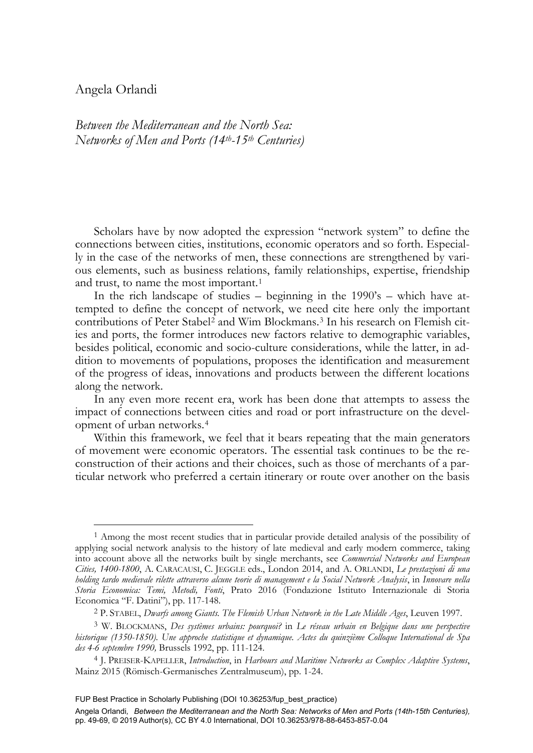Angela Orlandi

# *Between the Mediterranean and the North Sea: Networks of Men and Ports (14th-15th Centuries)*

Scholars have by now adopted the expression "network system" to define the connections between cities, institutions, economic operators and so forth. Especially in the case of the networks of men, these connections are strengthened by various elements, such as business relations, family relationships, expertise, friendship and trust, to name the most important.[1]

In the rich landscape of studies – beginning in the 1990's – which have attempted to define the concept of network, we need cite here only the important contributions of Peter Stabel[2] and Wim Blockmans.[3] In his research on Flemish cities and ports, the former introduces new factors relative to demographic variables, besides political, economic and socio-culture considerations, while the latter, in addition to movements of populations, proposes the identification and measurement of the progress of ideas, innovations and products between the different locations along the network.

In any even more recent era, work has been done that attempts to assess the impact of connections between cities and road or port infrastructure on the development of urban networks.[4]

Within this framework, we feel that it bears repeating that the main generators of movement were economic operators. The essential task continues to be the reconstruction of their actions and their choices, such as those of merchants of a particular network who preferred a certain itinerary or route over another on the basis

---

[1] Among the most recent studies that in particular provide detailed analysis of the possibility of applying social network analysis to the history of late medieval and early modern commerce, taking into account above all the networks built by single merchants, see *Commercial Networks and European Cities, 1400-1800*, A. CARACAUSI, C. JEGGLE eds., London 2014, and A. ORLANDI, *Le prestazioni di una holding tardo medievale rilette attraverso alcune teorie di management e la Social Network Analysis*, in *Innovare nella Storia Economica: Temi, Metodi, Fonti*, Prato 2016 (Fondazione Istituto Internazionale di Storia Economica "F. Datini"), pp. 117-148.

[2] P. STABEL, *Dwarfs among Giants. The Flemish Urban Network in the Late Middle Ages*, Leuven 1997.

[3] W. BLOCKMANS, *Des systèmes urbains: pourquoi?* in *Le réseau urbain en Belgique dans une perspective historique (1350-1850). Une approche statistique et dynamique. Actes du quinzième Colloque International de Spa des 4-6 septembre 1990,* Brussels 1992, pp. 111-124.

[4] J. PREISER-KAPELLER, *Introduction*, in *Harbours and Maritime Networks as Complex Adaptive Systems*, Mainz 2015 (Römisch-Germanisches Zentralmuseum), pp. 1-24.

FUP Best Practice in Scholarly Publishing (DOI 10.36253/fup_best_practice)

Angela Orlandi, *Between the Mediterranean and the North Sea: Networks of Men and Ports (14th-15th Centuries),* pp. 49-69, © 2019 Author(s), CC BY 4.0 International, DOI 10.36253/978-88-6453-857-0.04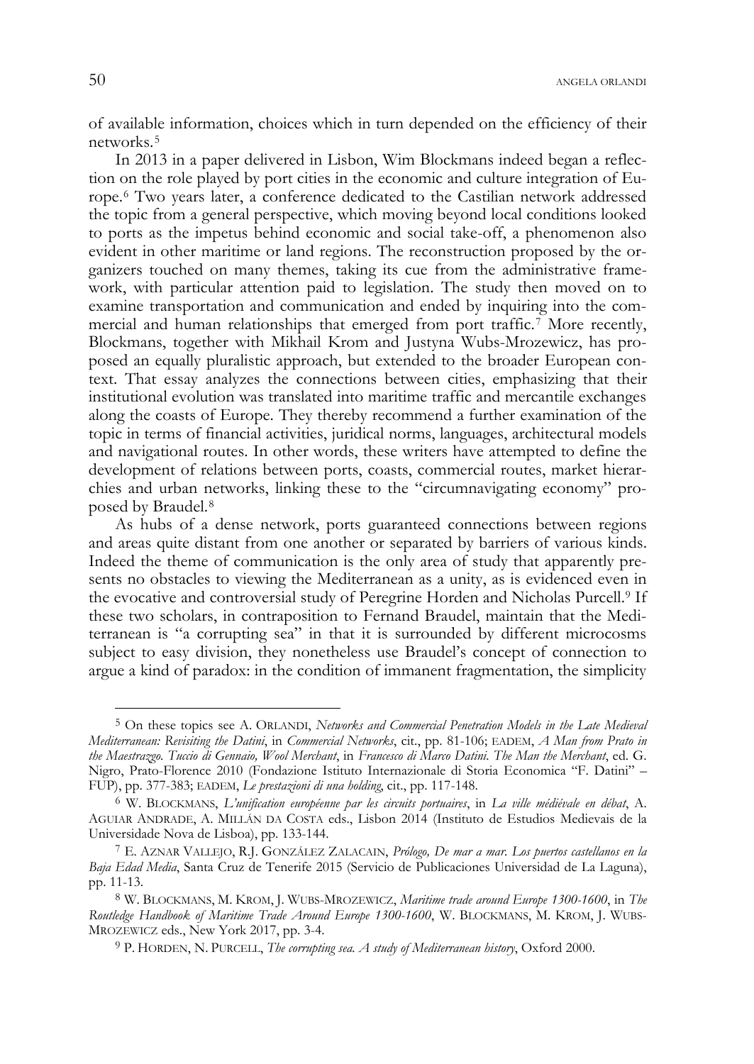of available information, choices which in turn depended on the efficiency of their networks.[5]

In 2013 in a paper delivered in Lisbon, Wim Blockmans indeed began a reflection on the role played by port cities in the economic and culture integration of Europe.[6] Two years later, a conference dedicated to the Castilian network addressed the topic from a general perspective, which moving beyond local conditions looked to ports as the impetus behind economic and social take-off, a phenomenon also evident in other maritime or land regions. The reconstruction proposed by the organizers touched on many themes, taking its cue from the administrative framework, with particular attention paid to legislation. The study then moved on to examine transportation and communication and ended by inquiring into the commercial and human relationships that emerged from port traffic.[7] More recently, Blockmans, together with Mikhail Krom and Justyna Wubs-Mrozewicz, has proposed an equally pluralistic approach, but extended to the broader European context. That essay analyzes the connections between cities, emphasizing that their institutional evolution was translated into maritime traffic and mercantile exchanges along the coasts of Europe. They thereby recommend a further examination of the topic in terms of financial activities, juridical norms, languages, architectural models and navigational routes. In other words, these writers have attempted to define the development of relations between ports, coasts, commercial routes, market hierarchies and urban networks, linking these to the "circumnavigating economy" proposed by Braudel.[8]

As hubs of a dense network, ports guaranteed connections between regions and areas quite distant from one another or separated by barriers of various kinds. Indeed the theme of communication is the only area of study that apparently presents no obstacles to viewing the Mediterranean as a unity, as is evidenced even in the evocative and controversial study of Peregrine Horden and Nicholas Purcell.[9] If these two scholars, in contraposition to Fernand Braudel, maintain that the Mediterranean is "a corrupting sea" in that it is surrounded by different microcosms subject to easy division, they nonetheless use Braudel's concept of connection to argue a kind of paradox: in the condition of immanent fragmentation, the simplicity

---

[5] On these topics see A. ORLANDI, *Networks and Commercial Penetration Models in the Late Medieval Mediterranean: Revisiting the Datini*, in *Commercial Networks*, cit., pp. 81-106; EADEM, *A Man from Prato in the Maestrazgo. Tuccio di Gennaio, Wool Merchant*, in *Francesco di Marco Datini. The Man the Merchant*, ed. G. Nigro, Prato-Florence 2010 (Fondazione Istituto Internazionale di Storia Economica "F. Datini" – FUP), pp. 377-383; EADEM, *Le prestazioni di una holding*, cit., pp. 117-148.

[6] W. BLOCKMANS, *L'unification européenne par les circuits portuaires*, in *La ville médiévale en débat*, A. AGUIAR ANDRADE, A. MILLÁN DA COSTA eds., Lisbon 2014 (Instituto de Estudios Medievais de la Universidade Nova de Lisboa), pp. 133-144.

[7] E. AZNAR VALLEJO, R.J. GONZÁLEZ ZALACAIN, *Prólogo, De mar a mar. Los puertos castellanos en la Baja Edad Media*, Santa Cruz de Tenerife 2015 (Servicio de Publicaciones Universidad de La Laguna), pp. 11-13.

[8] W. BLOCKMANS, M. KROM, J. WUBS-MROZEWICZ, *Maritime trade around Europe 1300-1600*, in *The Routledge Handbook of Maritime Trade Around Europe 1300-1600*, W. BLOCKMANS, M. KROM, J. WUBS-MROZEWICZ eds., New York 2017, pp. 3-4.

[9] P. HORDEN, N. PURCELL, *The corrupting sea. A study of Mediterranean history*, Oxford 2000.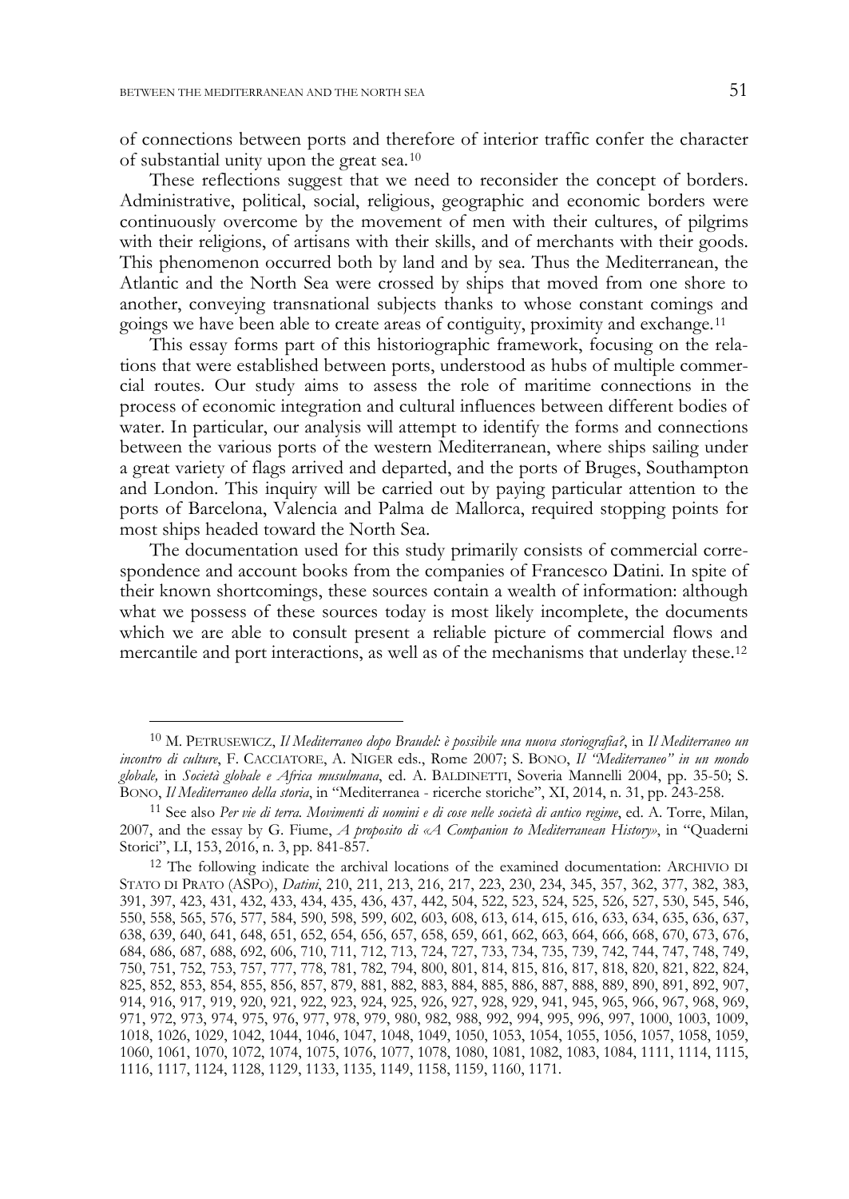of connections between ports and therefore of interior traffic confer the character of substantial unity upon the great sea.[10]

These reflections suggest that we need to reconsider the concept of borders. Administrative, political, social, religious, geographic and economic borders were continuously overcome by the movement of men with their cultures, of pilgrims with their religions, of artisans with their skills, and of merchants with their goods. This phenomenon occurred both by land and by sea. Thus the Mediterranean, the Atlantic and the North Sea were crossed by ships that moved from one shore to another, conveying transnational subjects thanks to whose constant comings and goings we have been able to create areas of contiguity, proximity and exchange.[11]

This essay forms part of this historiographic framework, focusing on the relations that were established between ports, understood as hubs of multiple commercial routes. Our study aims to assess the role of maritime connections in the process of economic integration and cultural influences between different bodies of water. In particular, our analysis will attempt to identify the forms and connections between the various ports of the western Mediterranean, where ships sailing under a great variety of flags arrived and departed, and the ports of Bruges, Southampton and London. This inquiry will be carried out by paying particular attention to the ports of Barcelona, Valencia and Palma de Mallorca, required stopping points for most ships headed toward the North Sea.

The documentation used for this study primarily consists of commercial correspondence and account books from the companies of Francesco Datini. In spite of their known shortcomings, these sources contain a wealth of information: although what we possess of these sources today is most likely incomplete, the documents which we are able to consult present a reliable picture of commercial flows and mercantile and port interactions, as well as of the mechanisms that underlay these.[12]

---

[10] M. Petrusewicz, *Il Mediterraneo dopo Braudel: è possibile una nuova storiografia?*, in *Il Mediterraneo un incontro di culture*, F. Cacciatore, A. Niger eds., Rome 2007; S. Bono, *Il "Mediterraneo" in un mondo globale,* in *Società globale e Africa musulmana*, ed. A. Baldinetti, Soveria Mannelli 2004, pp. 35-50; S. Bono, *Il Mediterraneo della storia*, in "Mediterranea - ricerche storiche", XI, 2014, n. 31, pp. 243-258.

[11] See also *Per vie di terra. Movimenti di uomini e di cose nelle società di antico regime*, ed. A. Torre, Milan, 2007, and the essay by G. Fiume, *A proposito di «A Companion to Mediterranean History»*, in "Quaderni Storici", LI, 153, 2016, n. 3, pp. 841-857.

[12] The following indicate the archival locations of the examined documentation: Archivio di Stato di Prato (ASPo), *Datini*, 210, 211, 213, 216, 217, 223, 230, 234, 345, 357, 362, 377, 382, 383, 391, 397, 423, 431, 432, 433, 434, 435, 436, 437, 442, 504, 522, 523, 524, 525, 526, 527, 530, 545, 546, 550, 558, 565, 576, 577, 584, 590, 598, 599, 602, 603, 608, 613, 614, 615, 616, 633, 634, 635, 636, 637, 638, 639, 640, 641, 648, 651, 652, 654, 656, 657, 658, 659, 661, 662, 663, 664, 666, 668, 670, 673, 676, 684, 686, 687, 688, 692, 606, 710, 711, 712, 713, 724, 727, 733, 734, 735, 739, 742, 744, 747, 748, 749, 750, 751, 752, 753, 757, 777, 778, 781, 782, 794, 800, 801, 814, 815, 816, 817, 818, 820, 821, 822, 824, 825, 852, 853, 854, 855, 856, 857, 879, 881, 882, 883, 884, 885, 886, 887, 888, 889, 890, 891, 892, 907, 914, 916, 917, 919, 920, 921, 922, 923, 924, 925, 926, 927, 928, 929, 941, 945, 965, 966, 967, 968, 969, 971, 972, 973, 974, 975, 976, 977, 978, 979, 980, 982, 988, 992, 994, 995, 996, 997, 1000, 1003, 1009, 1018, 1026, 1029, 1042, 1044, 1046, 1047, 1048, 1049, 1050, 1053, 1054, 1055, 1056, 1057, 1058, 1059, 1060, 1061, 1070, 1072, 1074, 1075, 1076, 1077, 1078, 1080, 1081, 1082, 1083, 1084, 1111, 1114, 1115, 1116, 1117, 1124, 1128, 1129, 1133, 1135, 1149, 1158, 1159, 1160, 1171.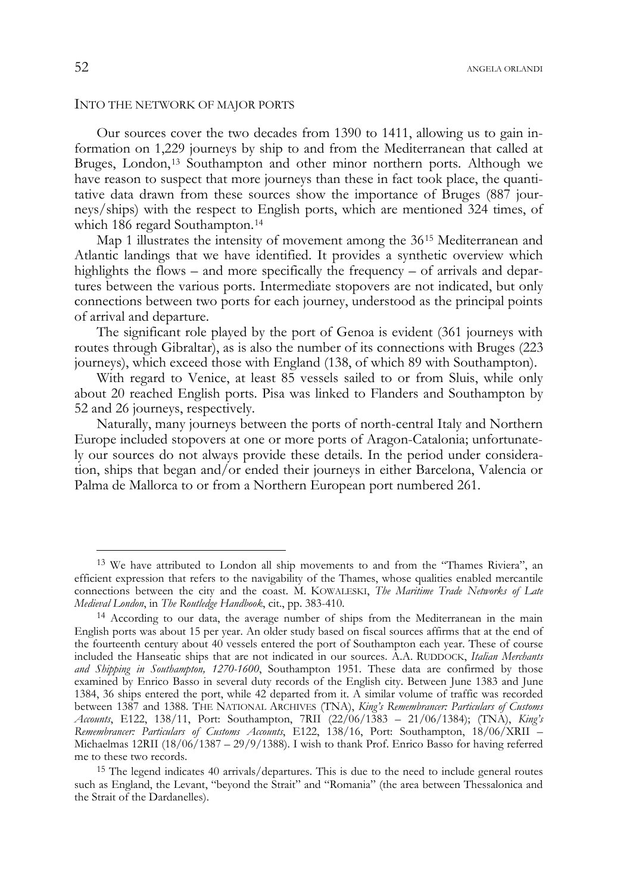## INTO THE NETWORK OF MAJOR PORTS

Our sources cover the two decades from 1390 to 1411, allowing us to gain information on 1,229 journeys by ship to and from the Mediterranean that called at Bruges, London,[13] Southampton and other minor northern ports. Although we have reason to suspect that more journeys than these in fact took place, the quantitative data drawn from these sources show the importance of Bruges (887 journeys/ships) with the respect to English ports, which are mentioned 324 times, of which 186 regard Southampton.[14]

Map 1 illustrates the intensity of movement among the 36[15] Mediterranean and Atlantic landings that we have identified. It provides a synthetic overview which highlights the flows – and more specifically the frequency – of arrivals and departures between the various ports. Intermediate stopovers are not indicated, but only connections between two ports for each journey, understood as the principal points of arrival and departure.

The significant role played by the port of Genoa is evident (361 journeys with routes through Gibraltar), as is also the number of its connections with Bruges (223 journeys), which exceed those with England (138, of which 89 with Southampton).

With regard to Venice, at least 85 vessels sailed to or from Sluis, while only about 20 reached English ports. Pisa was linked to Flanders and Southampton by 52 and 26 journeys, respectively.

Naturally, many journeys between the ports of north-central Italy and Northern Europe included stopovers at one or more ports of Aragon-Catalonia; unfortunately our sources do not always provide these details. In the period under consideration, ships that began and/or ended their journeys in either Barcelona, Valencia or Palma de Mallorca to or from a Northern European port numbered 261.

---

[13] We have attributed to London all ship movements to and from the "Thames Riviera", an efficient expression that refers to the navigability of the Thames, whose qualities enabled mercantile connections between the city and the coast. M. KOWALESKI, *The Maritime Trade Networks of Late Medieval London*, in *The Routledge Handbook*, cit., pp. 383-410.

[14] According to our data, the average number of ships from the Mediterranean in the main English ports was about 15 per year. An older study based on fiscal sources affirms that at the end of the fourteenth century about 40 vessels entered the port of Southampton each year. These of course included the Hanseatic ships that are not indicated in our sources. A.A. RUDDOCK, *Italian Merchants and Shipping in Southampton, 1270-1600*, Southampton 1951. These data are confirmed by those examined by Enrico Basso in several duty records of the English city. Between June 1383 and June 1384, 36 ships entered the port, while 42 departed from it. A similar volume of traffic was recorded between 1387 and 1388. THE NATIONAL ARCHIVES (TNA), *King's Remembrancer: Particulars of Customs Accounts*, E122, 138/11, Port: Southampton, 7RII (22/06/1383 – 21/06/1384); (TNA), *King's Remembrancer: Particulars of Customs Accounts*, E122, 138/16, Port: Southampton, 18/06/XRII – Michaelmas 12RII (18/06/1387 – 29/9/1388). I wish to thank Prof. Enrico Basso for having referred me to these two records.

[15] The legend indicates 40 arrivals/departures. This is due to the need to include general routes such as England, the Levant, "beyond the Strait" and "Romania" (the area between Thessalonica and the Strait of the Dardanelles).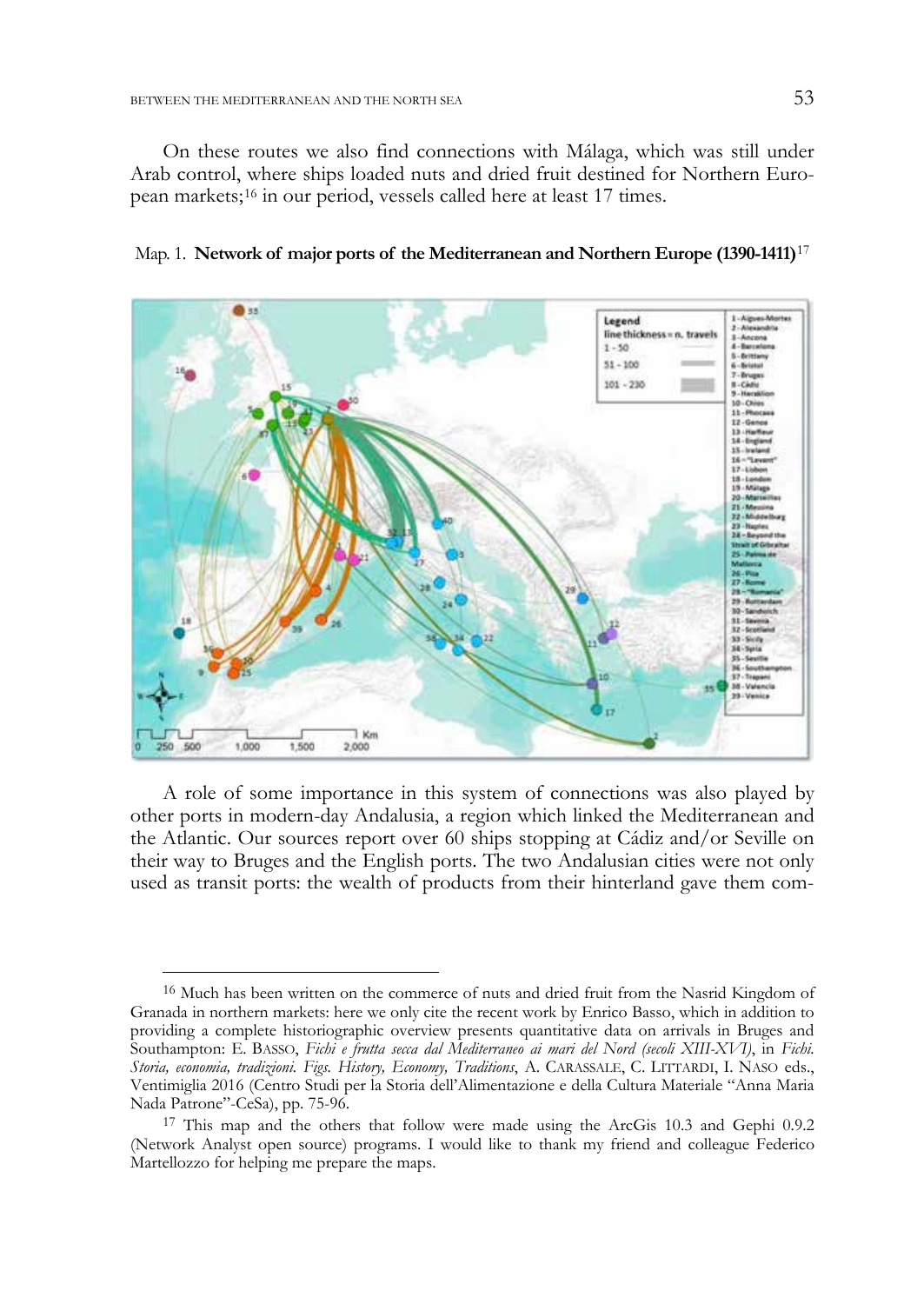On these routes we also find connections with Málaga, which was still under Arab control, where ships loaded nuts and dried fruit destined for Northern European markets;[16] in our period, vessels called here at least 17 times.

Map. 1. **Network of major ports of the Mediterranean and Northern Europe (1390-1411)**[17]

A role of some importance in this system of connections was also played by other ports in modern-day Andalusia, a region which linked the Mediterranean and the Atlantic. Our sources report over 60 ships stopping at Cádiz and/or Seville on their way to Bruges and the English ports. The two Andalusian cities were not only used as transit ports: the wealth of products from their hinterland gave them com-

---

[16] Much has been written on the commerce of nuts and dried fruit from the Nasrid Kingdom of Granada in northern markets: here we only cite the recent work by Enrico Basso, which in addition to providing a complete historiographic overview presents quantitative data on arrivals in Bruges and Southampton: E. BASSO, *Fichi e frutta secca dal Mediterraneo ai mari del Nord (secoli XIII-XVI)*, in *Fichi. Storia, economia, tradizioni. Figs. History, Economy, Traditions*, A. CARASSALE, C. LITTARDI, I. NASO eds., Ventimiglia 2016 (Centro Studi per la Storia dell'Alimentazione e della Cultura Materiale "Anna Maria Nada Patrone"-CeSa), pp. 75-96.

[17] This map and the others that follow were made using the ArcGis 10.3 and Gephi 0.9.2 (Network Analyst open source) programs. I would like to thank my friend and colleague Federico Martellozzo for helping me prepare the maps.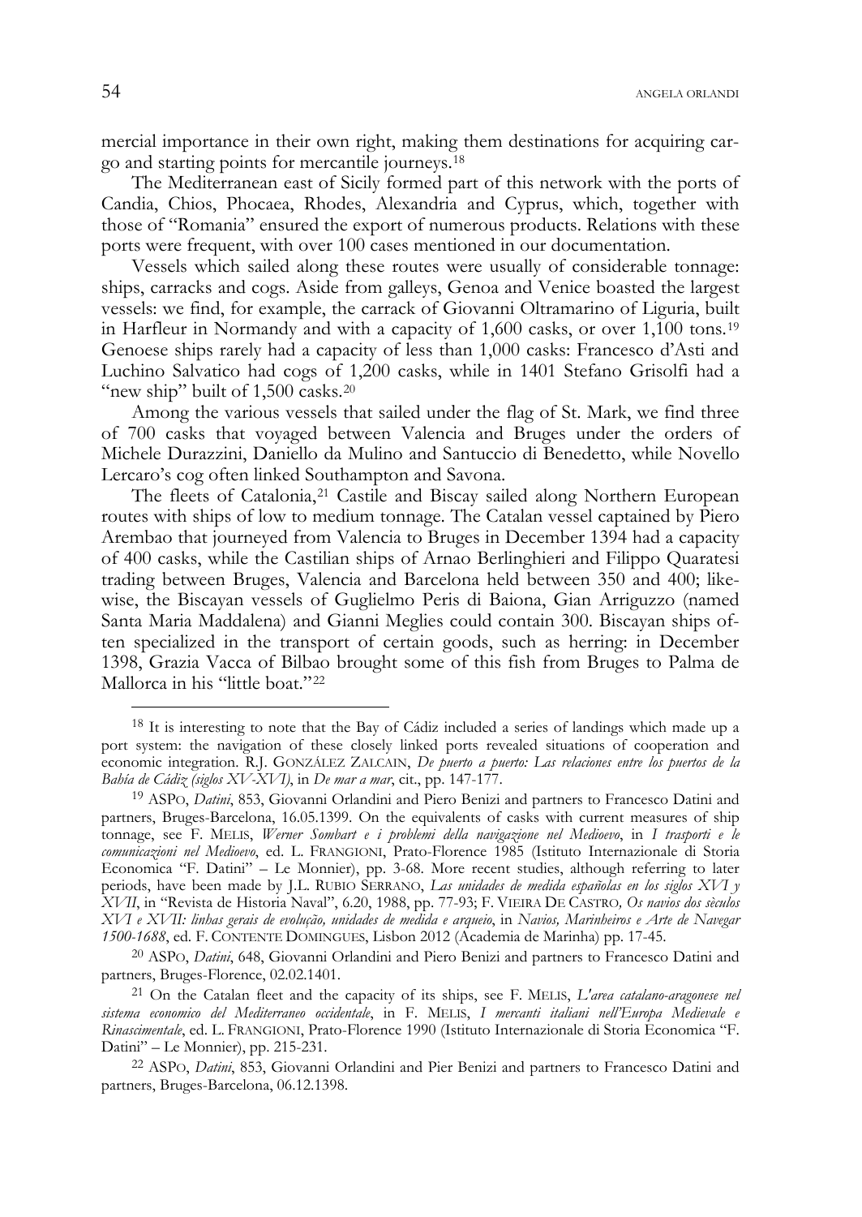mercial importance in their own right, making them destinations for acquiring cargo and starting points for mercantile journeys.[18]

The Mediterranean east of Sicily formed part of this network with the ports of Candia, Chios, Phocaea, Rhodes, Alexandria and Cyprus, which, together with those of "Romania" ensured the export of numerous products. Relations with these ports were frequent, with over 100 cases mentioned in our documentation.

Vessels which sailed along these routes were usually of considerable tonnage: ships, carracks and cogs. Aside from galleys, Genoa and Venice boasted the largest vessels: we find, for example, the carrack of Giovanni Oltramarino of Liguria, built in Harfleur in Normandy and with a capacity of 1,600 casks, or over 1,100 tons.[19] Genoese ships rarely had a capacity of less than 1,000 casks: Francesco d'Asti and Luchino Salvatico had cogs of 1,200 casks, while in 1401 Stefano Grisolfi had a "new ship" built of 1,500 casks.[20]

Among the various vessels that sailed under the flag of St. Mark, we find three of 700 casks that voyaged between Valencia and Bruges under the orders of Michele Durazzini, Daniello da Mulino and Santuccio di Benedetto, while Novello Lercaro's cog often linked Southampton and Savona.

The fleets of Catalonia,[21] Castile and Biscay sailed along Northern European routes with ships of low to medium tonnage. The Catalan vessel captained by Piero Arembao that journeyed from Valencia to Bruges in December 1394 had a capacity of 400 casks, while the Castilian ships of Arnao Berlinghieri and Filippo Quaratesi trading between Bruges, Valencia and Barcelona held between 350 and 400; likewise, the Biscayan vessels of Guglielmo Peris di Baiona, Gian Arriguzzo (named Santa Maria Maddalena) and Gianni Meglies could contain 300. Biscayan ships often specialized in the transport of certain goods, such as herring: in December 1398, Grazia Vacca of Bilbao brought some of this fish from Bruges to Palma de Mallorca in his "little boat."[22]

---

[18] It is interesting to note that the Bay of Cádiz included a series of landings which made up a port system: the navigation of these closely linked ports revealed situations of cooperation and economic integration. R.J. GONZÁLEZ ZALCAIN, *De puerto a puerto: Las relaciones entre los puertos de la Bahía de Cádiz (siglos XV-XVI)*, in *De mar a mar*, cit., pp. 147-177.

[19] ASPO, *Datini*, 853, Giovanni Orlandini and Piero Benizi and partners to Francesco Datini and partners, Bruges-Barcelona, 16.05.1399. On the equivalents of casks with current measures of ship tonnage, see F. MELIS, *Werner Sombart e i problemi della navigazione nel Medioevo*, in *I trasporti e le comunicazioni nel Medioevo*, ed. L. FRANGIONI, Prato-Florence 1985 (Istituto Internazionale di Storia Economica "F. Datini" – Le Monnier), pp. 3-68. More recent studies, although referring to later periods, have been made by J.L. RUBIO SERRANO, *Las unidades de medida españolas en los siglos XVI y XVII*, in "Revista de Historia Naval", 6.20, 1988, pp. 77-93; F. VIEIRA DE CASTRO, *Os navios dos sèculos XVI e XVII: linhas gerais de evolução, unidades de medida e arqueio*, in *Navios, Marinheiros e Arte de Navegar 1500-1688*, ed. F. CONTENTE DOMINGUES, Lisbon 2012 (Academia de Marinha) pp. 17-45.

[20] ASPO, *Datini*, 648, Giovanni Orlandini and Piero Benizi and partners to Francesco Datini and partners, Bruges-Florence, 02.02.1401.

[21] On the Catalan fleet and the capacity of its ships, see F. MELIS, *L'area catalano-aragonese nel sistema economico del Mediterraneo occidentale*, in F. MELIS, *I mercanti italiani nell'Europa Medievale e Rinascimentale*, ed. L. FRANGIONI, Prato-Florence 1990 (Istituto Internazionale di Storia Economica "F. Datini" – Le Monnier), pp. 215-231.

[22] ASPO, *Datini*, 853, Giovanni Orlandini and Pier Benizi and partners to Francesco Datini and partners, Bruges-Barcelona, 06.12.1398.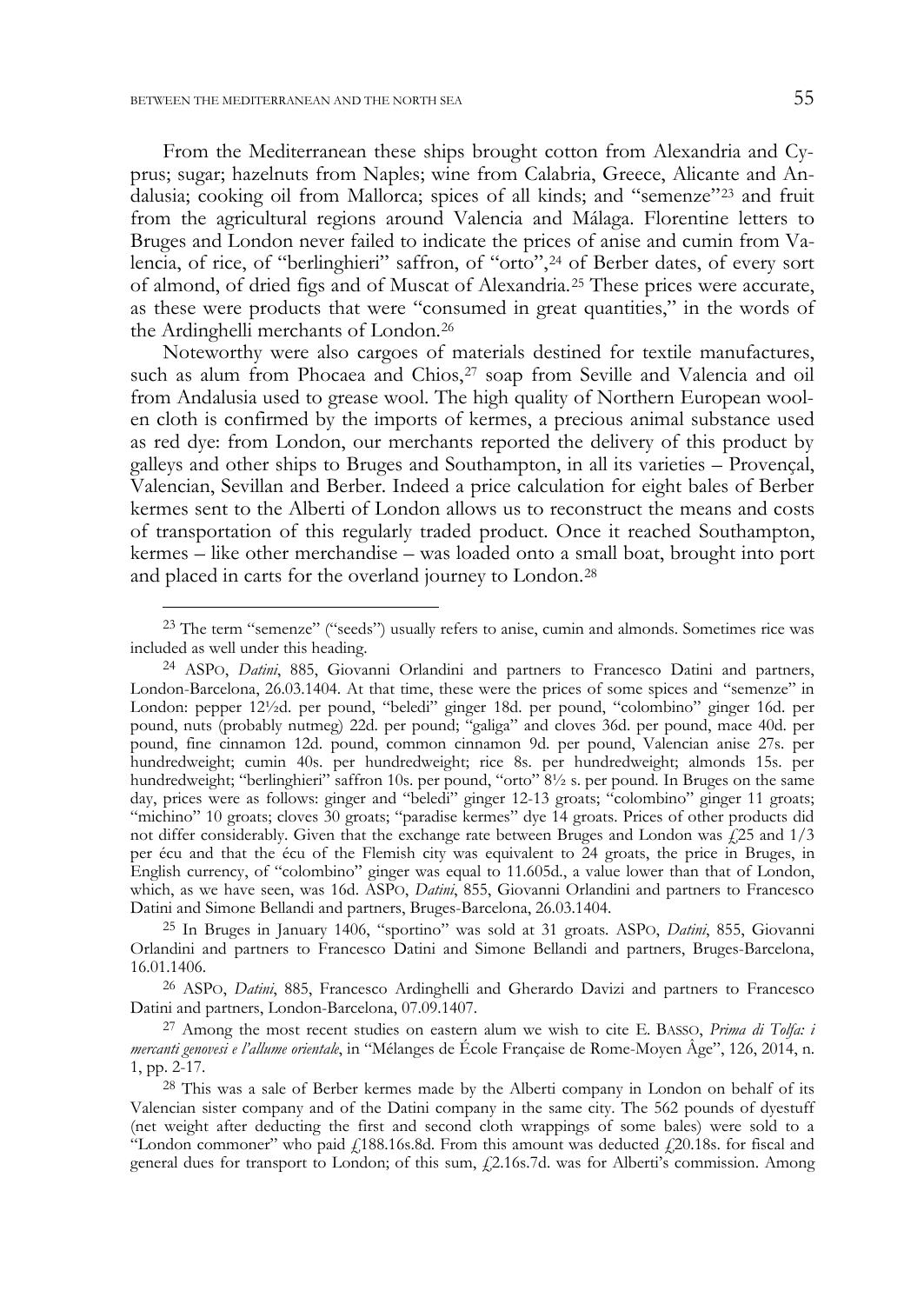From the Mediterranean these ships brought cotton from Alexandria and Cyprus; sugar; hazelnuts from Naples; wine from Calabria, Greece, Alicante and Andalusia; cooking oil from Mallorca; spices of all kinds; and "semenze"[23] and fruit from the agricultural regions around Valencia and Málaga. Florentine letters to Bruges and London never failed to indicate the prices of anise and cumin from Valencia, of rice, of "berlinghieri" saffron, of "orto",[24] of Berber dates, of every sort of almond, of dried figs and of Muscat of Alexandria.[25] These prices were accurate, as these were products that were "consumed in great quantities," in the words of the Ardinghelli merchants of London.[26]

Noteworthy were also cargoes of materials destined for textile manufactures, such as alum from Phocaea and Chios,[27] soap from Seville and Valencia and oil from Andalusia used to grease wool. The high quality of Northern European woollen cloth is confirmed by the imports of kermes, a precious animal substance used as red dye: from London, our merchants reported the delivery of this product by galleys and other ships to Bruges and Southampton, in all its varieties – Provençal, Valencian, Sevillan and Berber. Indeed a price calculation for eight bales of Berber kermes sent to the Alberti of London allows us to reconstruct the means and costs of transportation of this regularly traded product. Once it reached Southampton, kermes – like other merchandise – was loaded onto a small boat, brought into port and placed in carts for the overland journey to London.[28]

---

[23] The term "semenze" ("seeds") usually refers to anise, cumin and almonds. Sometimes rice was included as well under this heading.

[24] ASPO, *Datini*, 885, Giovanni Orlandini and partners to Francesco Datini and partners, London-Barcelona, 26.03.1404. At that time, these were the prices of some spices and "semenze" in London: pepper 12½d. per pound, "beledi" ginger 18d. per pound, "colombino" ginger 16d. per pound, nuts (probably nutmeg) 22d. per pound; "galiga" and cloves 36d. per pound, mace 40d. per pound, fine cinnamon 12d. pound, common cinnamon 9d. per pound, Valencian anise 27s. per hundredweight; cumin 40s. per hundredweight; rice 8s. per hundredweight; almonds 15s. per hundredweight; "berlinghieri" saffron 10s. per pound, "orto" 8½ s. per pound. In Bruges on the same day, prices were as follows: ginger and "beledi" ginger 12-13 groats; "colombino" ginger 11 groats; "michino" 10 groats; cloves 30 groats; "paradise kermes" dye 14 groats. Prices of other products did not differ considerably. Given that the exchange rate between Bruges and London was £25 and 1/3 per écu and that the écu of the Flemish city was equivalent to 24 groats, the price in Bruges, in English currency, of "colombino" ginger was equal to 11.605d., a value lower than that of London, which, as we have seen, was 16d. ASPO, *Datini*, 855, Giovanni Orlandini and partners to Francesco Datini and Simone Bellandi and partners, Bruges-Barcelona, 26.03.1404.

[25] In Bruges in January 1406, "sportino" was sold at 31 groats. ASPO, *Datini*, 855, Giovanni Orlandini and partners to Francesco Datini and Simone Bellandi and partners, Bruges-Barcelona, 16.01.1406.

[26] ASPO, *Datini*, 885, Francesco Ardinghelli and Gherardo Davizi and partners to Francesco Datini and partners, London-Barcelona, 07.09.1407.

[27] Among the most recent studies on eastern alum we wish to cite E. BASSO, *Prima di Tolfa: i mercanti genovesi e l'allume orientale*, in "Mélanges de École Française de Rome-Moyen Âge", 126, 2014, n. 1, pp. 2-17.

[28] This was a sale of Berber kermes made by the Alberti company in London on behalf of its Valencian sister company and of the Datini company in the same city. The 562 pounds of dyestuff (net weight after deducting the first and second cloth wrappings of some bales) were sold to a "London commoner" who paid £188.16s.8d. From this amount was deducted £20.18s. for fiscal and general dues for transport to London; of this sum, £2.16s.7d. was for Alberti's commission. Among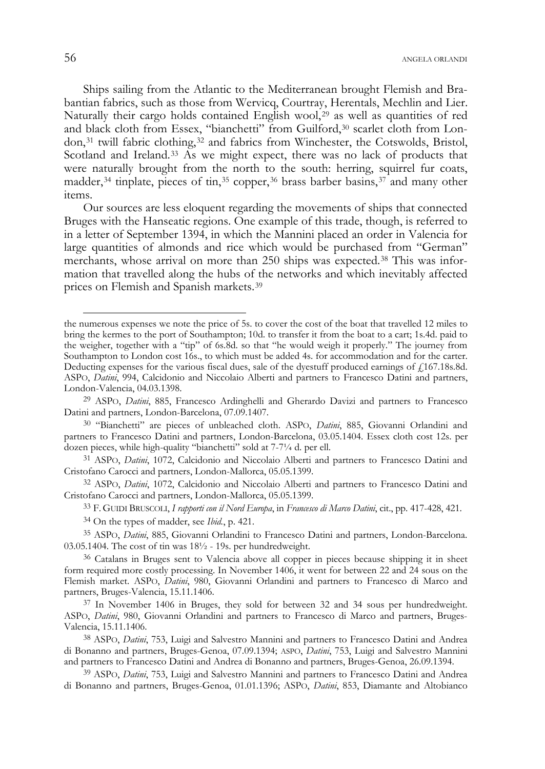Ships sailing from the Atlantic to the Mediterranean brought Flemish and Brabantian fabrics, such as those from Wervicq, Courtray, Herentals, Mechlin and Lier. Naturally their cargo holds contained English wool,[29] as well as quantities of red and black cloth from Essex, "bianchetti" from Guilford,[30] scarlet cloth from London,[31] twill fabric clothing,[32] and fabrics from Winchester, the Cotswolds, Bristol, Scotland and Ireland.[33] As we might expect, there was no lack of products that were naturally brought from the north to the south: herring, squirrel fur coats, madder,[34] tinplate, pieces of tin,[35] copper,[36] brass barber basins,[37] and many other items.

Our sources are less eloquent regarding the movements of ships that connected Bruges with the Hanseatic regions. One example of this trade, though, is referred to in a letter of September 1394, in which the Mannini placed an order in Valencia for large quantities of almonds and rice which would be purchased from "German" merchants, whose arrival on more than 250 ships was expected.[38] This was information that travelled along the hubs of the networks and which inevitably affected prices on Flemish and Spanish markets.[39]

---

the numerous expenses we note the price of 5s. to cover the cost of the boat that travelled 12 miles to bring the kermes to the port of Southampton; 10d. to transfer it from the boat to a cart; 1s.4d. paid to the weigher, together with a "tip" of 6s.8d. so that "he would weigh it properly." The journey from Southampton to London cost 16s., to which must be added 4s. for accommodation and for the carter. Deducting expenses for the various fiscal dues, sale of the dyestuff produced earnings of £167.18s.8d. ASPO, *Datini*, 994, Calcidonio and Niccolaio Alberti and partners to Francesco Datini and partners, London-Valencia, 04.03.1398.

[29] ASPO, *Datini*, 885, Francesco Ardinghelli and Gherardo Davizi and partners to Francesco Datini and partners, London-Barcelona, 07.09.1407.

[30] "Bianchetti" are pieces of unbleached cloth. ASPO, *Datini*, 885, Giovanni Orlandini and partners to Francesco Datini and partners, London-Barcelona, 03.05.1404. Essex cloth cost 12s. per dozen pieces, while high-quality "bianchetti" sold at 7-7¼ d. per ell.

[31] ASPO, *Datini*, 1072, Calcidonio and Niccolaio Alberti and partners to Francesco Datini and Cristofano Carocci and partners, London-Mallorca, 05.05.1399.

[32] ASPO, *Datini*, 1072, Calcidonio and Niccolaio Alberti and partners to Francesco Datini and Cristofano Carocci and partners, London-Mallorca, 05.05.1399.

[33] F. GUIDI BRUSCOLI, *I rapporti con il Nord Europa*, in *Francesco di Marco Datini*, cit., pp. 417-428, 421.

[34] On the types of madder, see *Ibid.*, p. 421.

[35] ASPO, *Datini*, 885, Giovanni Orlandini to Francesco Datini and partners, London-Barcelona. 03.05.1404. The cost of tin was 18½ - 19s. per hundredweight.

[36] Catalans in Bruges sent to Valencia above all copper in pieces because shipping it in sheet form required more costly processing. In November 1406, it went for between 22 and 24 sous on the Flemish market. ASPO, *Datini*, 980, Giovanni Orlandini and partners to Francesco di Marco and partners, Bruges-Valencia, 15.11.1406.

[37] In November 1406 in Bruges, they sold for between 32 and 34 sous per hundredweight. ASPO, *Datini*, 980, Giovanni Orlandini and partners to Francesco di Marco and partners, Bruges-Valencia, 15.11.1406.

[38] ASPO, *Datini*, 753, Luigi and Salvestro Mannini and partners to Francesco Datini and Andrea di Bonanno and partners, Bruges-Genoa, 07.09.1394; ASPO, *Datini*, 753, Luigi and Salvestro Mannini and partners to Francesco Datini and Andrea di Bonanno and partners, Bruges-Genoa, 26.09.1394.

[39] ASPO, *Datini*, 753, Luigi and Salvestro Mannini and partners to Francesco Datini and Andrea di Bonanno and partners, Bruges-Genoa, 01.01.1396; ASPO, *Datini*, 853, Diamante and Altobianco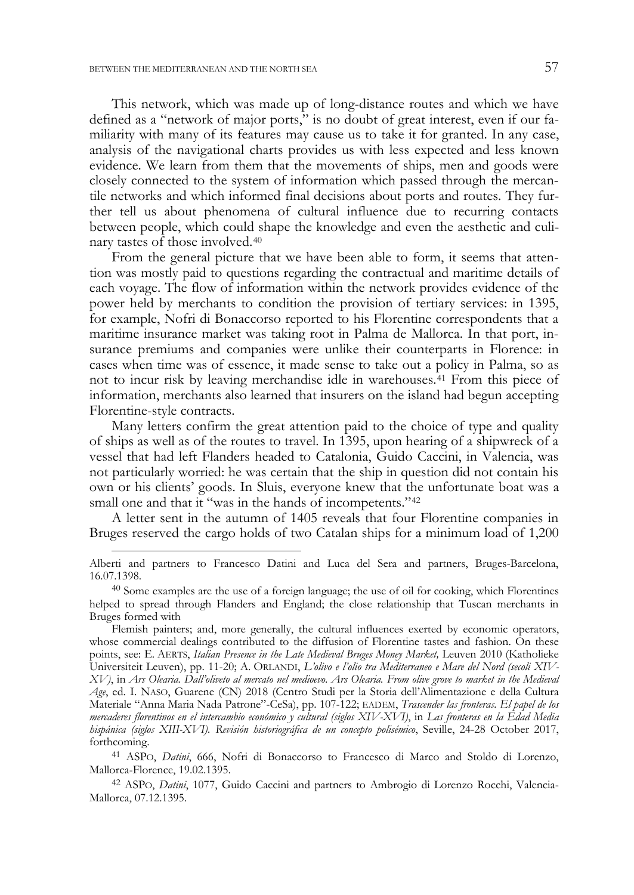This network, which was made up of long-distance routes and which we have defined as a "network of major ports," is no doubt of great interest, even if our familiarity with many of its features may cause us to take it for granted. In any case, analysis of the navigational charts provides us with less expected and less known evidence. We learn from them that the movements of ships, men and goods were closely connected to the system of information which passed through the mercantile networks and which informed final decisions about ports and routes. They further tell us about phenomena of cultural influence due to recurring contacts between people, which could shape the knowledge and even the aesthetic and culinary tastes of those involved.[40]

From the general picture that we have been able to form, it seems that attention was mostly paid to questions regarding the contractual and maritime details of each voyage. The flow of information within the network provides evidence of the power held by merchants to condition the provision of tertiary services: in 1395, for example, Nofri di Bonaccorso reported to his Florentine correspondents that a maritime insurance market was taking root in Palma de Mallorca. In that port, insurance premiums and companies were unlike their counterparts in Florence: in cases when time was of essence, it made sense to take out a policy in Palma, so as not to incur risk by leaving merchandise idle in warehouses.[41] From this piece of information, merchants also learned that insurers on the island had begun accepting Florentine-style contracts.

Many letters confirm the great attention paid to the choice of type and quality of ships as well as of the routes to travel. In 1395, upon hearing of a shipwreck of a vessel that had left Flanders headed to Catalonia, Guido Caccini, in Valencia, was not particularly worried: he was certain that the ship in question did not contain his own or his clients' goods. In Sluis, everyone knew that the unfortunate boat was a small one and that it "was in the hands of incompetents."[42]

A letter sent in the autumn of 1405 reveals that four Florentine companies in Bruges reserved the cargo holds of two Catalan ships for a minimum load of 1,200

---

Alberti and partners to Francesco Datini and Luca del Sera and partners, Bruges-Barcelona, 16.07.1398.

[40] Some examples are the use of a foreign language; the use of oil for cooking, which Florentines helped to spread through Flanders and England; the close relationship that Tuscan merchants in Bruges formed with

Flemish painters; and, more generally, the cultural influences exerted by economic operators, whose commercial dealings contributed to the diffusion of Florentine tastes and fashion. On these points, see: E. AERTS, *Italian Presence in the Late Medieval Bruges Money Market,* Leuven 2010 (Katholieke Universiteit Leuven), pp. 11-20; A. ORLANDI, *L'olivo e l'olio tra Mediterraneo e Mare del Nord (secoli XIV-XV)*, in *Ars Olearia. Dall'oliveto al mercato nel medioevo. Ars Olearia. From olive grove to market in the Medieval Age*, ed. I. NASO, Guarene (CN) 2018 (Centro Studi per la Storia dell'Alimentazione e della Cultura Materiale "Anna Maria Nada Patrone"-CeSa), pp. 107-122; EADEM, *Trascender las fronteras. El papel de los mercaderes florentinos en el intercambio económico y cultural (siglos XIV-XVI)*, in *Las fronteras en la Edad Media hispánica (siglos XIII-XVI). Revisión historiográfica de un concepto polisémico*, Seville, 24-28 October 2017, forthcoming.

[41] ASPO, *Datini*, 666, Nofri di Bonaccorso to Francesco di Marco and Stoldo di Lorenzo, Mallorca-Florence, 19.02.1395.

[42] ASPO, *Datini*, 1077, Guido Caccini and partners to Ambrogio di Lorenzo Rocchi, Valencia-Mallorca, 07.12.1395.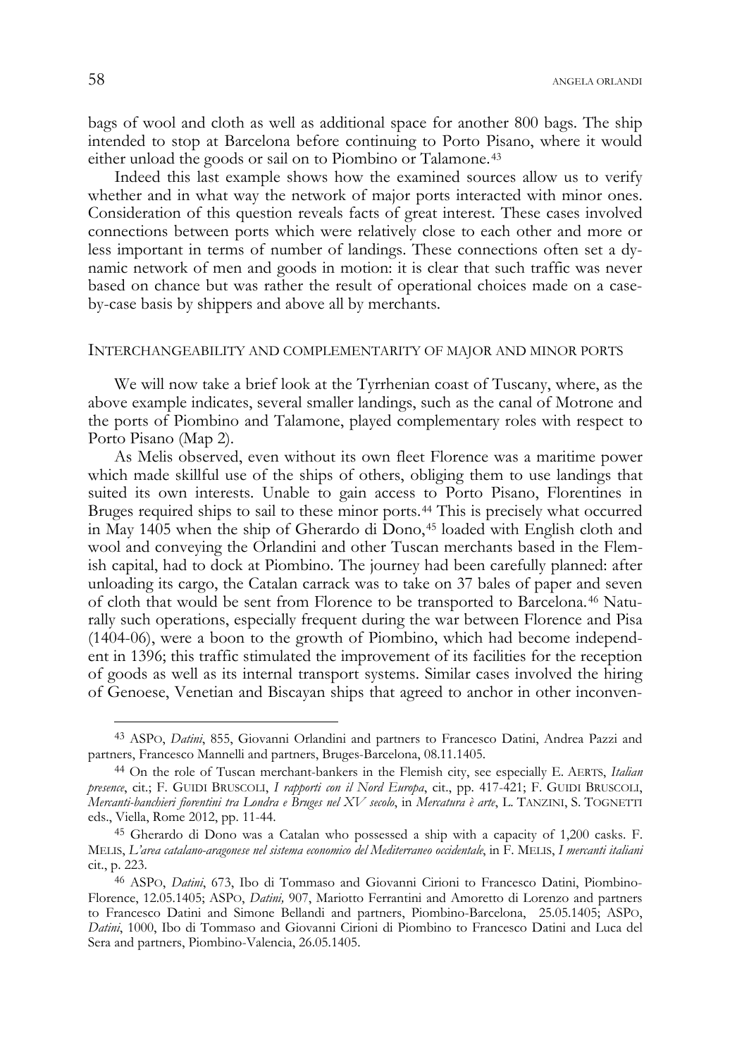bags of wool and cloth as well as additional space for another 800 bags. The ship intended to stop at Barcelona before continuing to Porto Pisano, where it would either unload the goods or sail on to Piombino or Talamone.[43]

Indeed this last example shows how the examined sources allow us to verify whether and in what way the network of major ports interacted with minor ones. Consideration of this question reveals facts of great interest. These cases involved connections between ports which were relatively close to each other and more or less important in terms of number of landings. These connections often set a dynamic network of men and goods in motion: it is clear that such traffic was never based on chance but was rather the result of operational choices made on a case-by-case basis by shippers and above all by merchants.

## INTERCHANGEABILITY AND COMPLEMENTARITY OF MAJOR AND MINOR PORTS

We will now take a brief look at the Tyrrhenian coast of Tuscany, where, as the above example indicates, several smaller landings, such as the canal of Motrone and the ports of Piombino and Talamone, played complementary roles with respect to Porto Pisano (Map 2).

As Melis observed, even without its own fleet Florence was a maritime power which made skillful use of the ships of others, obliging them to use landings that suited its own interests. Unable to gain access to Porto Pisano, Florentines in Bruges required ships to sail to these minor ports.[44] This is precisely what occurred in May 1405 when the ship of Gherardo di Dono,[45] loaded with English cloth and wool and conveying the Orlandini and other Tuscan merchants based in the Flemish capital, had to dock at Piombino. The journey had been carefully planned: after unloading its cargo, the Catalan carrack was to take on 37 bales of paper and seven of cloth that would be sent from Florence to be transported to Barcelona.[46] Naturally such operations, especially frequent during the war between Florence and Pisa (1404-06), were a boon to the growth of Piombino, which had become independent in 1396; this traffic stimulated the improvement of its facilities for the reception of goods as well as its internal transport systems. Similar cases involved the hiring of Genoese, Venetian and Biscayan ships that agreed to anchor in other inconven-

---

[43] ASPO, *Datini*, 855, Giovanni Orlandini and partners to Francesco Datini, Andrea Pazzi and partners, Francesco Mannelli and partners, Bruges-Barcelona, 08.11.1405.

[44] On the role of Tuscan merchant-bankers in the Flemish city, see especially E. AERTS, *Italian presence*, cit.; F. GUIDI BRUSCOLI, *I rapporti con il Nord Europa*, cit., pp. 417-421; F. GUIDI BRUSCOLI, *Mercanti-banchieri fiorentini tra Londra e Bruges nel XV secolo*, in *Mercatura è arte*, L. TANZINI, S. TOGNETTI eds., Viella, Rome 2012, pp. 11-44.

[45] Gherardo di Dono was a Catalan who possessed a ship with a capacity of 1,200 casks. F. MELIS, *L'area catalano-aragonese nel sistema economico del Mediterraneo occidentale*, in F. MELIS, *I mercanti italiani* cit., p. 223.

[46] ASPO, *Datini*, 673, Ibo di Tommaso and Giovanni Cirioni to Francesco Datini, Piombino-Florence, 12.05.1405; ASPO, *Datini,* 907, Mariotto Ferrantini and Amoretto di Lorenzo and partners to Francesco Datini and Simone Bellandi and partners, Piombino-Barcelona, 25.05.1405; ASPO, *Datini*, 1000, Ibo di Tommaso and Giovanni Cirioni di Piombino to Francesco Datini and Luca del Sera and partners, Piombino-Valencia, 26.05.1405.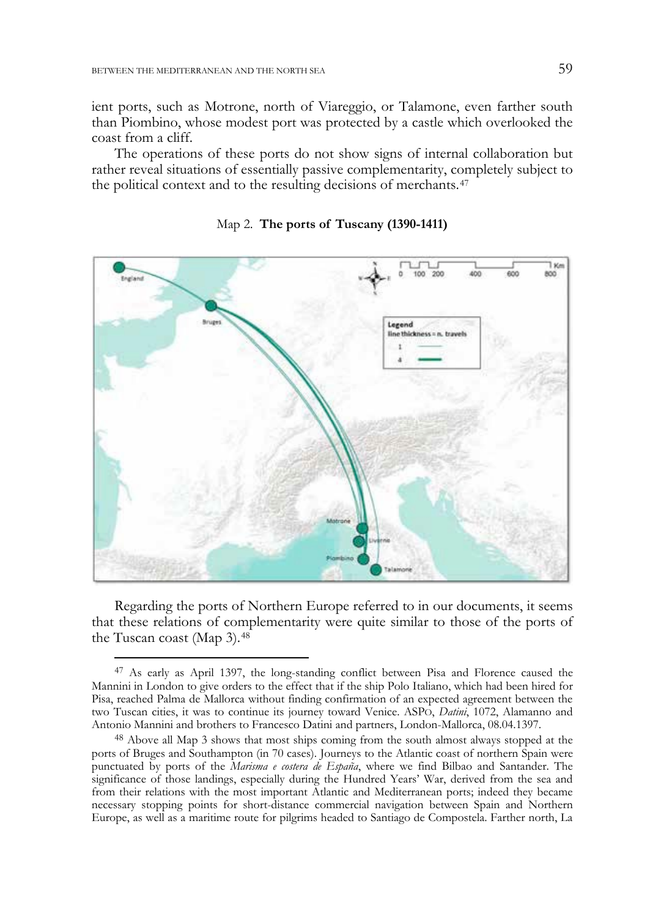ient ports, such as Motrone, north of Viareggio, or Talamone, even farther south than Piombino, whose modest port was protected by a castle which overlooked the coast from a cliff.

The operations of these ports do not show signs of internal collaboration but rather reveal situations of essentially passive complementarity, completely subject to the political context and to the resulting decisions of merchants.[47]

Map 2. **The ports of Tuscany (1390-1411)**

Regarding the ports of Northern Europe referred to in our documents, it seems that these relations of complementarity were quite similar to those of the ports of the Tuscan coast (Map 3).[48]

---

[47] As early as April 1397, the long-standing conflict between Pisa and Florence caused the Mannini in London to give orders to the effect that if the ship Polo Italiano, which had been hired for Pisa, reached Palma de Mallorca without finding confirmation of an expected agreement between the two Tuscan cities, it was to continue its journey toward Venice. ASPo, *Datini*, 1072, Alamanno and Antonio Mannini and brothers to Francesco Datini and partners, London-Mallorca, 08.04.1397.

[48] Above all Map 3 shows that most ships coming from the south almost always stopped at the ports of Bruges and Southampton (in 70 cases). Journeys to the Atlantic coast of northern Spain were punctuated by ports of the *Marisma e costera de España*, where we find Bilbao and Santander. The significance of those landings, especially during the Hundred Years' War, derived from the sea and from their relations with the most important Atlantic and Mediterranean ports; indeed they became necessary stopping points for short-distance commercial navigation between Spain and Northern Europe, as well as a maritime route for pilgrims headed to Santiago de Compostela. Farther north, La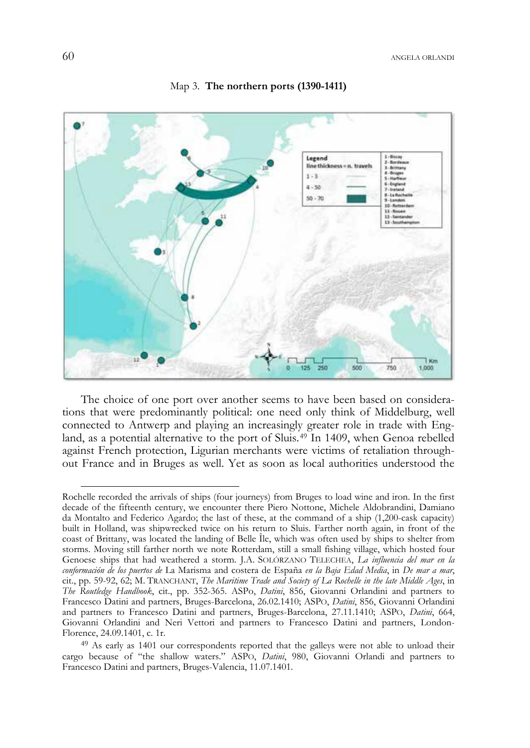Map 3. **The northern ports (1390-1411)**

Legend
line thickness = n. travels
1 - 3
4 - 50
50 - 70

1 - Biscay
2 - Bordeaux
3 - Brittany
4 - Bruges
5 - Harfleur
6 - England
7 - Ireland
8 - La Rochelle
9 - London
10 - Rotterdam
11 - Rouen
12 - Santander
13 - Southampton

The choice of one port over another seems to have been based on considerations that were predominantly political: one need only think of Middelburg, well connected to Antwerp and playing an increasingly greater role in trade with England, as a potential alternative to the port of Sluis.[49] In 1409, when Genoa rebelled against French protection, Ligurian merchants were victims of retaliation throughout France and in Bruges as well. Yet as soon as local authorities understood the

---

Rochelle recorded the arrivals of ships (four journeys) from Bruges to load wine and iron. In the first decade of the fifteenth century, we encounter there Piero Nottone, Michele Aldobrandini, Damiano da Montalto and Federico Agardo; the last of these, at the command of a ship (1,200-cask capacity) built in Holland, was shipwrecked twice on his return to Sluis. Farther north again, in front of the coast of Brittany, was located the landing of Belle Île, which was often used by ships to shelter from storms. Moving still farther north we note Rotterdam, still a small fishing village, which hosted four Genoese ships that had weathered a storm. J.A. SOLÓRZANO TELECHEA, *La influencia del mar en la conformación de los puertos de* La Marisma and costera de España *en la Baja Edad Media*, in *De mar a mar*, cit., pp. 59-92, 62; M. TRANCHANT, *The Maritime Trade and Society of La Rochelle in the late Middle Ages*, in *The Routledge Handbook*, cit., pp. 352-365. ASPO, *Datini*, 856, Giovanni Orlandini and partners to Francesco Datini and partners, Bruges-Barcelona, 26.02.1410; ASPO, *Datini*, 856, Giovanni Orlandini and partners to Francesco Datini and partners, Bruges-Barcelona, 27.11.1410; ASPO, *Datini*, 664, Giovanni Orlandini and Neri Vettori and partners to Francesco Datini and partners, London-Florence, 24.09.1401, c. 1r.

[49] As early as 1401 our correspondents reported that the galleys were not able to unload their cargo because of "the shallow waters." ASPO, *Datini*, 980, Giovanni Orlandi and partners to Francesco Datini and partners, Bruges-Valencia, 11.07.1401.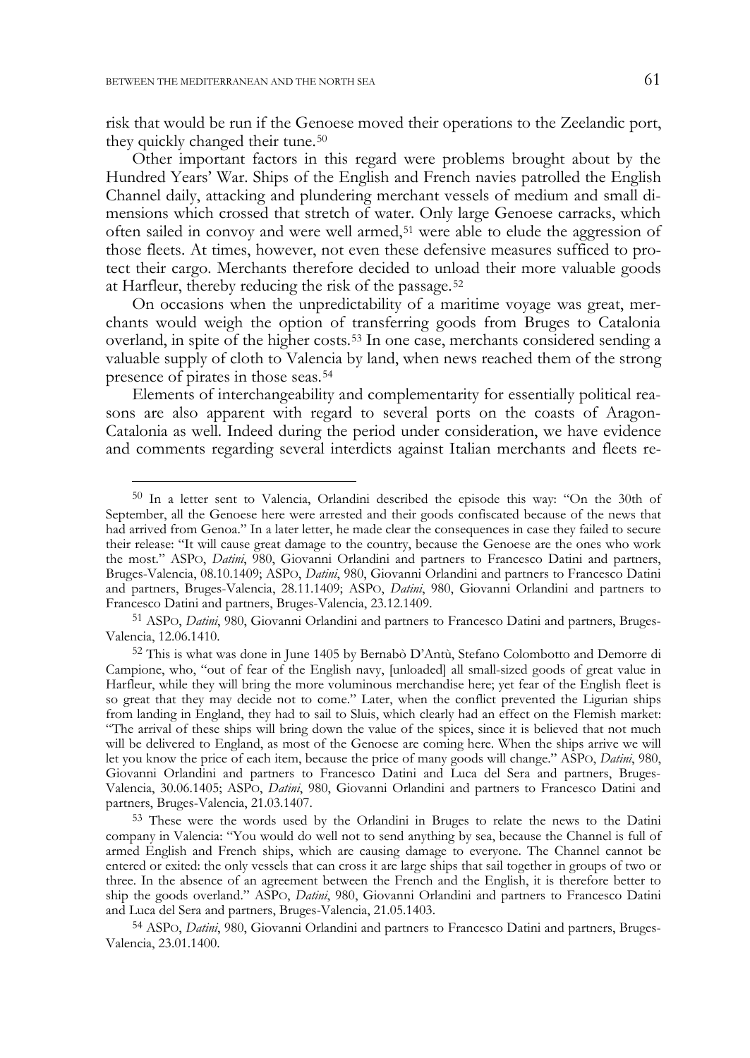risk that would be run if the Genoese moved their operations to the Zeelandic port, they quickly changed their tune.[50]

Other important factors in this regard were problems brought about by the Hundred Years' War. Ships of the English and French navies patrolled the English Channel daily, attacking and plundering merchant vessels of medium and small dimensions which crossed that stretch of water. Only large Genoese carracks, which often sailed in convoy and were well armed,[51] were able to elude the aggression of those fleets. At times, however, not even these defensive measures sufficed to protect their cargo. Merchants therefore decided to unload their more valuable goods at Harfleur, thereby reducing the risk of the passage.[52]

On occasions when the unpredictability of a maritime voyage was great, merchants would weigh the option of transferring goods from Bruges to Catalonia overland, in spite of the higher costs.[53] In one case, merchants considered sending a valuable supply of cloth to Valencia by land, when news reached them of the strong presence of pirates in those seas.[54]

Elements of interchangeability and complementarity for essentially political reasons are also apparent with regard to several ports on the coasts of Aragon-Catalonia as well. Indeed during the period under consideration, we have evidence and comments regarding several interdicts against Italian merchants and fleets re-

---

[50] In a letter sent to Valencia, Orlandini described the episode this way: "On the 30th of September, all the Genoese here were arrested and their goods confiscated because of the news that had arrived from Genoa." In a later letter, he made clear the consequences in case they failed to secure their release: "It will cause great damage to the country, because the Genoese are the ones who work the most." ASPO, *Datini*, 980, Giovanni Orlandini and partners to Francesco Datini and partners, Bruges-Valencia, 08.10.1409; ASPO, *Datini*, 980, Giovanni Orlandini and partners to Francesco Datini and partners, Bruges-Valencia, 28.11.1409; ASPO, *Datini*, 980, Giovanni Orlandini and partners to Francesco Datini and partners, Bruges-Valencia, 23.12.1409.

[51] ASPO, *Datini*, 980, Giovanni Orlandini and partners to Francesco Datini and partners, Bruges-Valencia, 12.06.1410.

[52] This is what was done in June 1405 by Bernabò D'Antù, Stefano Colombotto and Demorre di Campione, who, "out of fear of the English navy, [unloaded] all small-sized goods of great value in Harfleur, while they will bring the more voluminous merchandise here; yet fear of the English fleet is so great that they may decide not to come." Later, when the conflict prevented the Ligurian ships from landing in England, they had to sail to Sluis, which clearly had an effect on the Flemish market: "The arrival of these ships will bring down the value of the spices, since it is believed that not much will be delivered to England, as most of the Genoese are coming here. When the ships arrive we will let you know the price of each item, because the price of many goods will change." ASPO, *Datini*, 980, Giovanni Orlandini and partners to Francesco Datini and Luca del Sera and partners, Bruges-Valencia, 30.06.1405; ASPO, *Datini*, 980, Giovanni Orlandini and partners to Francesco Datini and partners, Bruges-Valencia, 21.03.1407.

[53] These were the words used by the Orlandini in Bruges to relate the news to the Datini company in Valencia: "You would do well not to send anything by sea, because the Channel is full of armed English and French ships, which are causing damage to everyone. The Channel cannot be entered or exited: the only vessels that can cross it are large ships that sail together in groups of two or three. In the absence of an agreement between the French and the English, it is therefore better to ship the goods overland." ASPO, *Datini*, 980, Giovanni Orlandini and partners to Francesco Datini and Luca del Sera and partners, Bruges-Valencia, 21.05.1403.

[54] ASPO, *Datini*, 980, Giovanni Orlandini and partners to Francesco Datini and partners, Bruges-Valencia, 23.01.1400.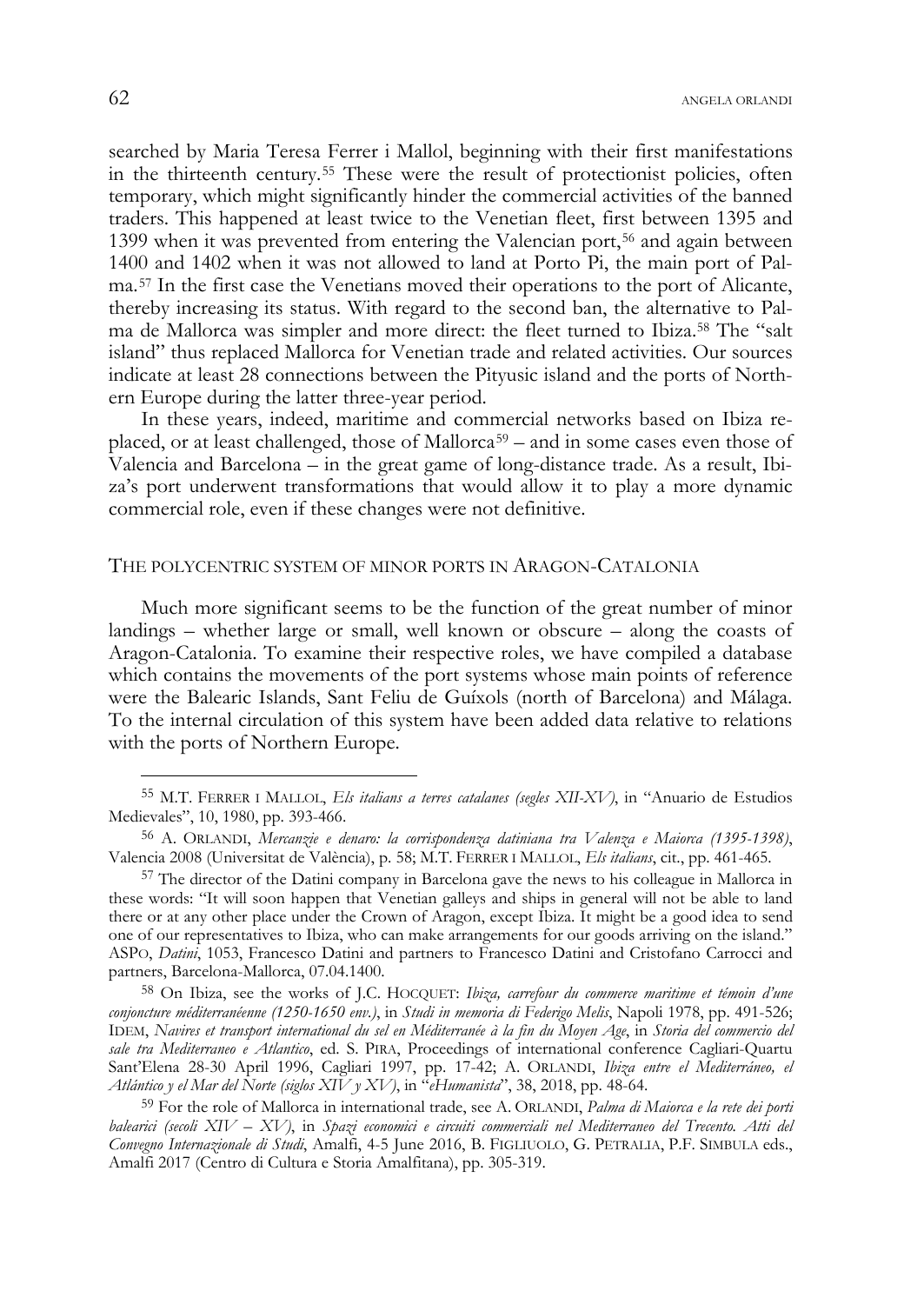searched by Maria Teresa Ferrer i Mallol, beginning with their first manifestations in the thirteenth century.[55] These were the result of protectionist policies, often temporary, which might significantly hinder the commercial activities of the banned traders. This happened at least twice to the Venetian fleet, first between 1395 and 1399 when it was prevented from entering the Valencian port,[56] and again between 1400 and 1402 when it was not allowed to land at Porto Pi, the main port of Palma.[57] In the first case the Venetians moved their operations to the port of Alicante, thereby increasing its status. With regard to the second ban, the alternative to Palma de Mallorca was simpler and more direct: the fleet turned to Ibiza.[58] The "salt island" thus replaced Mallorca for Venetian trade and related activities. Our sources indicate at least 28 connections between the Pityusic island and the ports of Northern Europe during the latter three-year period.

In these years, indeed, maritime and commercial networks based on Ibiza replaced, or at least challenged, those of Mallorca[59] – and in some cases even those of Valencia and Barcelona – in the great game of long-distance trade. As a result, Ibiza's port underwent transformations that would allow it to play a more dynamic commercial role, even if these changes were not definitive.

## THE POLYCENTRIC SYSTEM OF MINOR PORTS IN ARAGON-CATALONIA

Much more significant seems to be the function of the great number of minor landings – whether large or small, well known or obscure – along the coasts of Aragon-Catalonia. To examine their respective roles, we have compiled a database which contains the movements of the port systems whose main points of reference were the Balearic Islands, Sant Feliu de Guíxols (north of Barcelona) and Málaga. To the internal circulation of this system have been added data relative to relations with the ports of Northern Europe.

---

[55] M.T. Ferrer i Mallol, *Els italians a terres catalanes (segles XII-XV)*, in "Anuario de Estudios Medievales", 10, 1980, pp. 393-466.

[56] A. Orlandi, *Mercanzie e denaro: la corrispondenza datiniana tra Valenza e Maiorca (1395-1398)*, Valencia 2008 (Universitat de València), p. 58; M.T. Ferrer i Mallol, *Els italians*, cit., pp. 461-465.

[57] The director of the Datini company in Barcelona gave the news to his colleague in Mallorca in these words: "It will soon happen that Venetian galleys and ships in general will not be able to land there or at any other place under the Crown of Aragon, except Ibiza. It might be a good idea to send one of our representatives to Ibiza, who can make arrangements for our goods arriving on the island." ASPo, *Datini*, 1053, Francesco Datini and partners to Francesco Datini and Cristofano Carrocci and partners, Barcelona-Mallorca, 07.04.1400.

[58] On Ibiza, see the works of J.C. Hocquet: *Ibiza, carrefour du commerce maritime et témoin d'une conjoncture méditerranéenne (1250-1650 env.)*, in *Studi in memoria di Federigo Melis*, Napoli 1978, pp. 491-526; Idem, *Navires et transport international du sel en Méditerranée à la fin du Moyen Age*, in *Storia del commercio del sale tra Mediterraneo e Atlantico*, ed. S. Pira, Proceedings of international conference Cagliari-Quartu Sant'Elena 28-30 April 1996, Cagliari 1997, pp. 17-42; A. Orlandi, *Ibiza entre el Mediterráneo, el Atlántico y el Mar del Norte (siglos XIV y XV)*, in "*eHumanista*", 38, 2018, pp. 48-64.

[59] For the role of Mallorca in international trade, see A. Orlandi, *Palma di Maiorca e la rete dei porti balearici (secoli XIV – XV)*, in *Spazi economici e circuiti commerciali nel Mediterraneo del Trecento. Atti del Convegno Internazionale di Studi*, Amalfi, 4-5 June 2016, B. Figliuolo, G. Petralia, P.F. Simbula eds., Amalfi 2017 (Centro di Cultura e Storia Amalfitana), pp. 305-319.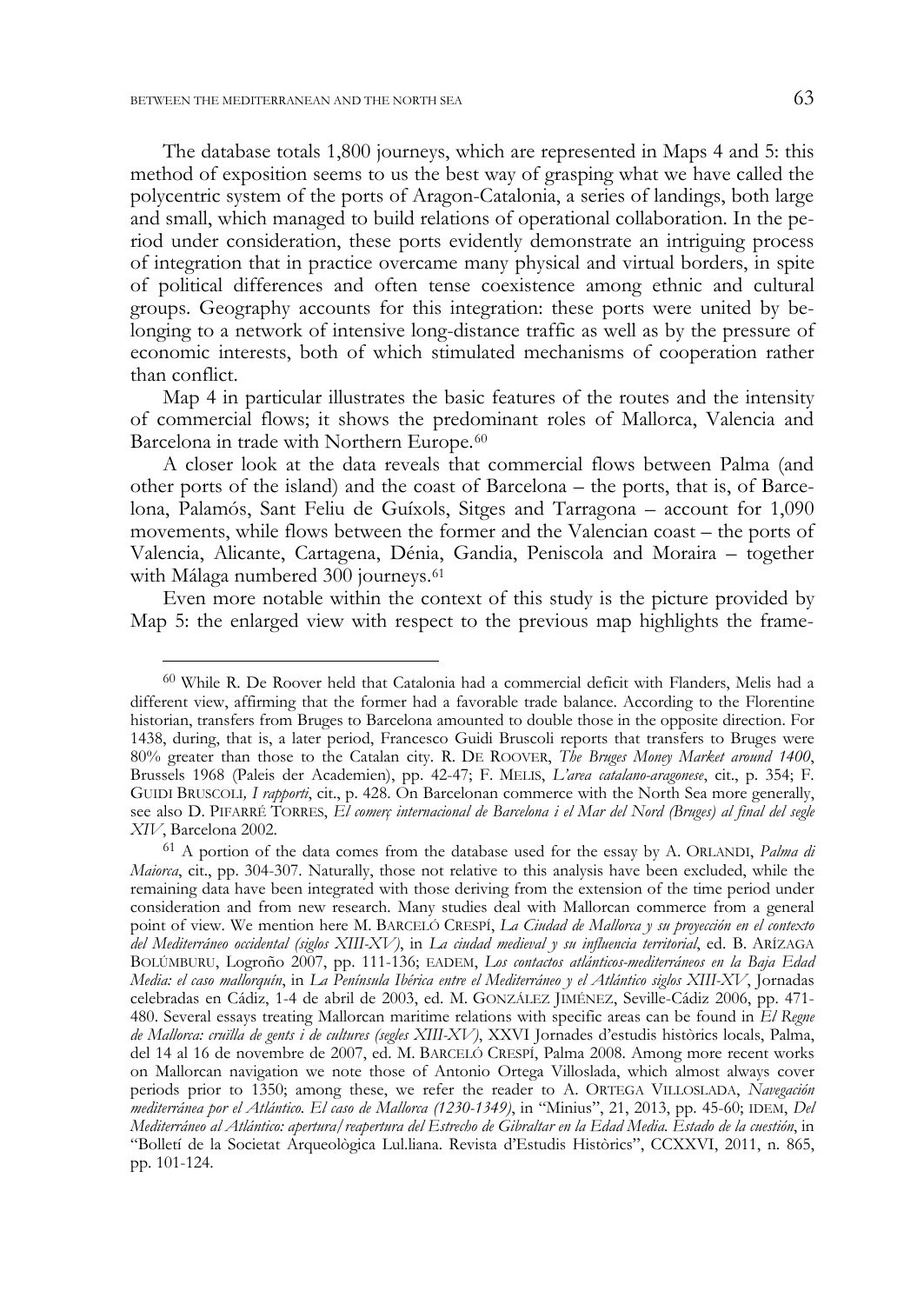The database totals 1,800 journeys, which are represented in Maps 4 and 5: this method of exposition seems to us the best way of grasping what we have called the polycentric system of the ports of Aragon-Catalonia, a series of landings, both large and small, which managed to build relations of operational collaboration. In the period under consideration, these ports evidently demonstrate an intriguing process of integration that in practice overcame many physical and virtual borders, in spite of political differences and often tense coexistence among ethnic and cultural groups. Geography accounts for this integration: these ports were united by belonging to a network of intensive long-distance traffic as well as by the pressure of economic interests, both of which stimulated mechanisms of cooperation rather than conflict.

Map 4 in particular illustrates the basic features of the routes and the intensity of commercial flows; it shows the predominant roles of Mallorca, Valencia and Barcelona in trade with Northern Europe.[60]

A closer look at the data reveals that commercial flows between Palma (and other ports of the island) and the coast of Barcelona – the ports, that is, of Barcelona, Palamós, Sant Feliu de Guíxols, Sitges and Tarragona – account for 1,090 movements, while flows between the former and the Valencian coast – the ports of Valencia, Alicante, Cartagena, Dénia, Gandia, Peniscola and Moraira – together with Málaga numbered 300 journeys.[61]

Even more notable within the context of this study is the picture provided by Map 5: the enlarged view with respect to the previous map highlights the frame-

---

[60] While R. De Roover held that Catalonia had a commercial deficit with Flanders, Melis had a different view, affirming that the former had a favorable trade balance. According to the Florentine historian, transfers from Bruges to Barcelona amounted to double those in the opposite direction. For 1438, during, that is, a later period, Francesco Guidi Bruscoli reports that transfers to Bruges were 80% greater than those to the Catalan city. R. De Roover, *The Bruges Money Market around 1400*, Brussels 1968 (Paleis der Academien), pp. 42-47; F. Melis, *L'area catalano-aragonese*, cit., p. 354; F. Guidi Bruscoli, *I rapporti*, cit., p. 428. On Barcelonan commerce with the North Sea more generally, see also D. Pifarré Torres, *El comerç internacional de Barcelona i el Mar del Nord (Bruges) al final del segle XIV*, Barcelona 2002.

[61] A portion of the data comes from the database used for the essay by A. Orlandi, *Palma di Maiorca*, cit., pp. 304-307. Naturally, those not relative to this analysis have been excluded, while the remaining data have been integrated with those deriving from the extension of the time period under consideration and from new research. Many studies deal with Mallorcan commerce from a general point of view. We mention here M. Barceló Crespí, *La Ciudad de Mallorca y su proyección en el contexto del Mediterráneo occidental (siglos XIII-XV)*, in *La ciudad medieval y su influencia territorial*, ed. B. Arízaga Bolúmburu, Logroño 2007, pp. 111-136; eadem, *Los contactos atlánticos-mediterráneos en la Baja Edad Media: el caso mallorquín*, in *La Península Ibérica entre el Mediterráneo y el Atlántico siglos XIII-XV*, Jornadas celebradas en Cádiz, 1-4 de abril de 2003, ed. M. González Jiménez, Seville-Cádiz 2006, pp. 471-480. Several essays treating Mallorcan maritime relations with specific areas can be found in *El Regne de Mallorca: cruïlla de gents i de cultures (segles XIII-XV)*, XXVI Jornades d'estudis històrics locals, Palma, del 14 al 16 de novembre de 2007, ed. M. Barceló Crespí, Palma 2008. Among more recent works on Mallorcan navigation we note those of Antonio Ortega Villoslada, which almost always cover periods prior to 1350; among these, we refer the reader to A. Ortega Villoslada, *Navegación mediterránea por el Atlántico. El caso de Mallorca (1230-1349)*, in "Minius", 21, 2013, pp. 45-60; idem, *Del Mediterráneo al Atlántico: apertura/reapertura del Estrecho de Gibraltar en la Edad Media. Estado de la cuestión*, in "Bolletí de la Societat Arqueològica Lul.liana. Revista d'Estudis Històrics", CCXXVI, 2011, n. 865, pp. 101-124.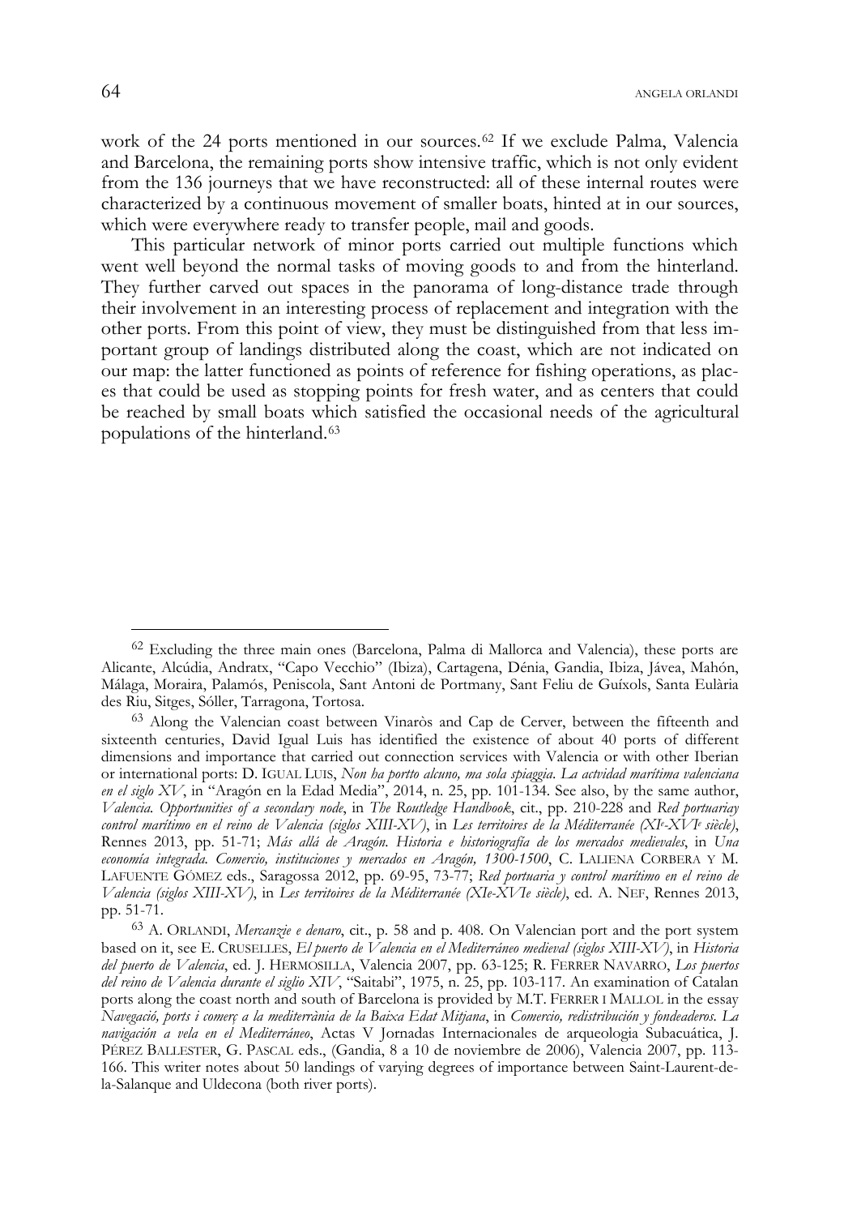work of the 24 ports mentioned in our sources.[62] If we exclude Palma, Valencia and Barcelona, the remaining ports show intensive traffic, which is not only evident from the 136 journeys that we have reconstructed: all of these internal routes were characterized by a continuous movement of smaller boats, hinted at in our sources, which were everywhere ready to transfer people, mail and goods.

This particular network of minor ports carried out multiple functions which went well beyond the normal tasks of moving goods to and from the hinterland. They further carved out spaces in the panorama of long-distance trade through their involvement in an interesting process of replacement and integration with the other ports. From this point of view, they must be distinguished from that less important group of landings distributed along the coast, which are not indicated on our map: the latter functioned as points of reference for fishing operations, as places that could be used as stopping points for fresh water, and as centers that could be reached by small boats which satisfied the occasional needs of the agricultural populations of the hinterland.[63]

---

[62] Excluding the three main ones (Barcelona, Palma di Mallorca and Valencia), these ports are Alicante, Alcúdia, Andratx, "Capo Vecchio" (Ibiza), Cartagena, Dénia, Gandia, Ibiza, Jávea, Mahón, Málaga, Moraira, Palamós, Peniscola, Sant Antoni de Portmany, Sant Feliu de Guíxols, Santa Eulària des Riu, Sitges, Sóller, Tarragona, Tortosa.

[63] Along the Valencian coast between Vinaròs and Cap de Cerver, between the fifteenth and sixteenth centuries, David Igual Luis has identified the existence of about 40 ports of different dimensions and importance that carried out connection services with Valencia or with other Iberian or international ports: D. IGUAL LUIS, *Non ha portto alcuno, ma sola spiaggia. La actvidad marítima valenciana en el siglo XV*, in "Aragón en la Edad Media", 2014, n. 25, pp. 101-134. See also, by the same author, *Valencia. Opportunities of a secondary node*, in *The Routledge Handbook*, cit., pp. 210-228 and *Red portuariay control marítimo en el reino de Valencia (siglos XIII-XV)*, in *Les territoires de la Méditerranée (XIe-XVIe siècle)*, Rennes 2013, pp. 51-71; *Más allá de Aragón. Historia e historiografía de los mercados medievales*, in *Una economía integrada. Comercio, instituciones y mercados en Aragón, 1300-1500*, C. LALIENA CORBERA Y M. LAFUENTE GÓMEZ eds., Saragossa 2012, pp. 69-95, 73-77; *Red portuaria y control marítimo en el reino de Valencia (siglos XIII-XV)*, in *Les territoires de la Méditerranée (XIe-XVIe siècle)*, ed. A. NEF, Rennes 2013, pp. 51-71.

[63] A. ORLANDI, *Mercanzie e denaro*, cit., p. 58 and p. 408. On Valencian port and the port system based on it, see E. CRUSELLES, *El puerto de Valencia en el Mediterráneo medieval (siglos XIII-XV)*, in *Historia del puerto de Valencia*, ed. J. HERMOSILLA, Valencia 2007, pp. 63-125; R. FERRER NAVARRO, *Los puertos del reino de Valencia durante el siglio XIV*, "Saitabi", 1975, n. 25, pp. 103-117. An examination of Catalan ports along the coast north and south of Barcelona is provided by M.T. FERRER I MALLOL in the essay *Navegació, ports i comerç a la mediterrània de la Baixa Edat Mitjana*, in *Comercio, redistribución y fondeaderos. La navigación a vela en el Mediterráneo*, Actas V Jornadas Internacionales de arqueologia Subacuática, J. PÉREZ BALLESTER, G. PASCAL eds., (Gandia, 8 a 10 de noviembre de 2006), Valencia 2007, pp. 113-166. This writer notes about 50 landings of varying degrees of importance between Saint-Laurent-de-la-Salanque and Uldecona (both river ports).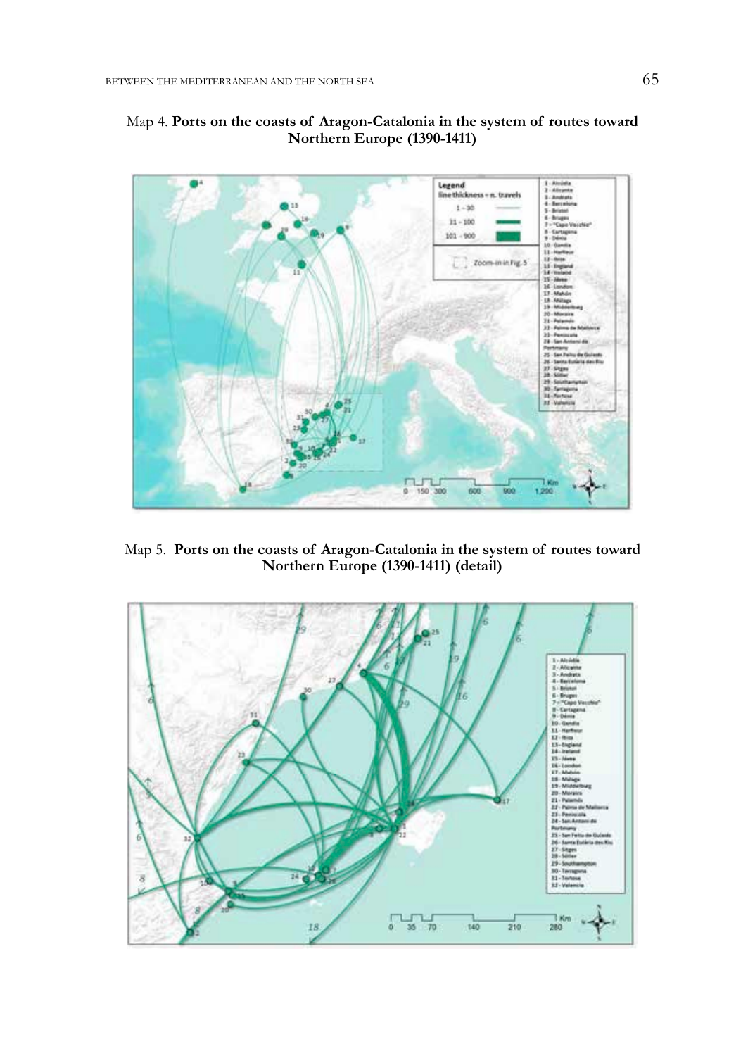Map 4. **Ports on the coasts of Aragon-Catalonia in the system of routes toward Northern Europe (1390-1411)**

Map 5. **Ports on the coasts of Aragon-Catalonia in the system of routes toward Northern Europe (1390-1411) (detail)**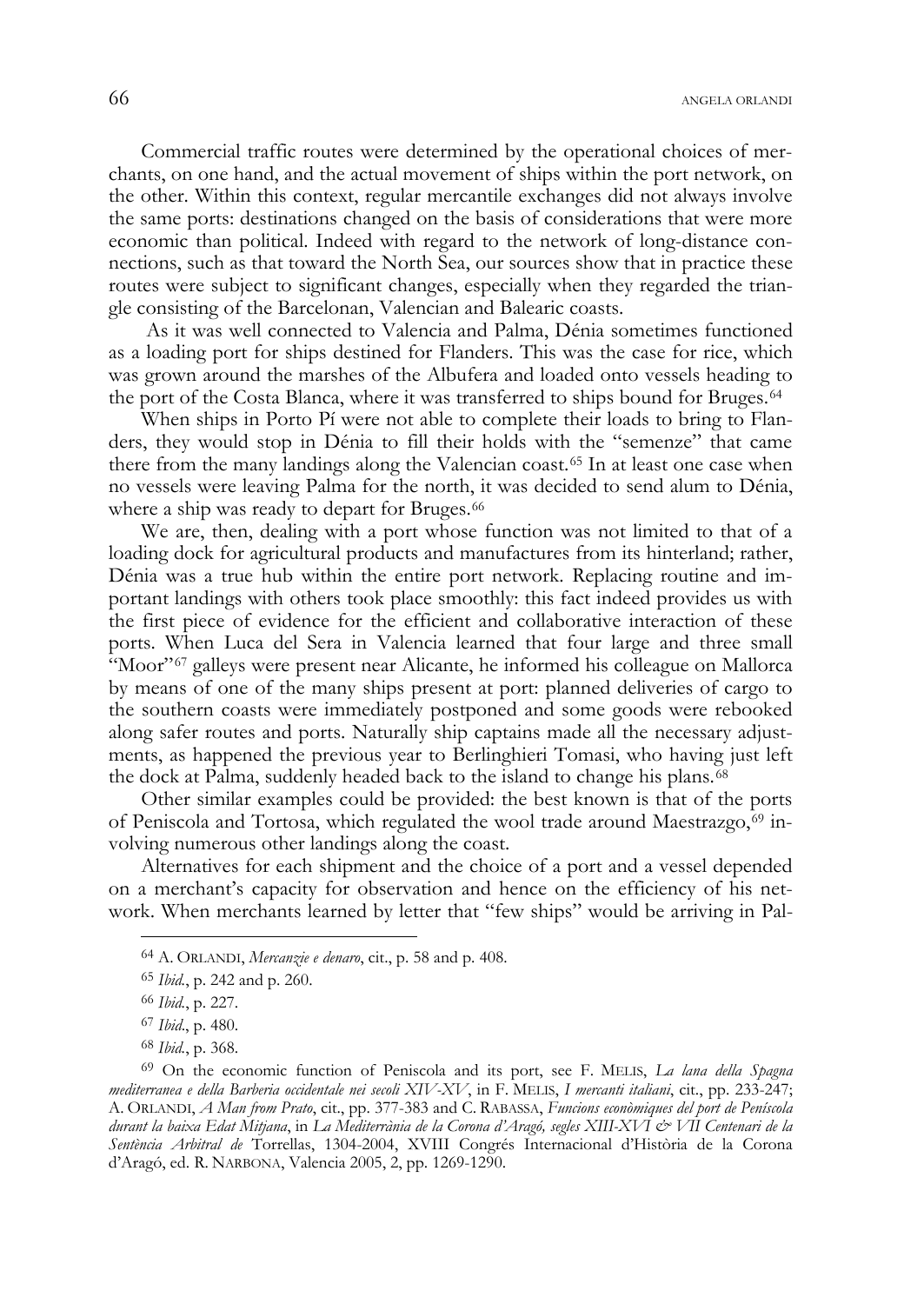Commercial traffic routes were determined by the operational choices of merchants, on one hand, and the actual movement of ships within the port network, on the other. Within this context, regular mercantile exchanges did not always involve the same ports: destinations changed on the basis of considerations that were more economic than political. Indeed with regard to the network of long-distance connections, such as that toward the North Sea, our sources show that in practice these routes were subject to significant changes, especially when they regarded the triangle consisting of the Barcelonan, Valencian and Balearic coasts.

As it was well connected to Valencia and Palma, Dénia sometimes functioned as a loading port for ships destined for Flanders. This was the case for rice, which was grown around the marshes of the Albufera and loaded onto vessels heading to the port of the Costa Blanca, where it was transferred to ships bound for Bruges.[64]

When ships in Porto Pí were not able to complete their loads to bring to Flanders, they would stop in Dénia to fill their holds with the "semenze" that came there from the many landings along the Valencian coast.[65] In at least one case when no vessels were leaving Palma for the north, it was decided to send alum to Dénia, where a ship was ready to depart for Bruges.[66]

We are, then, dealing with a port whose function was not limited to that of a loading dock for agricultural products and manufactures from its hinterland; rather, Dénia was a true hub within the entire port network. Replacing routine and important landings with others took place smoothly: this fact indeed provides us with the first piece of evidence for the efficient and collaborative interaction of these ports. When Luca del Sera in Valencia learned that four large and three small "Moor"[67] galleys were present near Alicante, he informed his colleague on Mallorca by means of one of the many ships present at port: planned deliveries of cargo to the southern coasts were immediately postponed and some goods were rebooked along safer routes and ports. Naturally ship captains made all the necessary adjustments, as happened the previous year to Berlinghieri Tomasi, who having just left the dock at Palma, suddenly headed back to the island to change his plans.[68]

Other similar examples could be provided: the best known is that of the ports of Peniscola and Tortosa, which regulated the wool trade around Maestrazgo,[69] involving numerous other landings along the coast.

Alternatives for each shipment and the choice of a port and a vessel depended on a merchant's capacity for observation and hence on the efficiency of his network. When merchants learned by letter that "few ships" would be arriving in Pal-

---

[64] A. ORLANDI, *Mercanzie e denaro*, cit., p. 58 and p. 408.

[65] *Ibid.*, p. 242 and p. 260.

[66] *Ibid.*, p. 227.

[67] *Ibid.*, p. 480.

[68] *Ibid.*, p. 368.

[69] On the economic function of Peniscola and its port, see F. MELIS, *La lana della Spagna mediterranea e della Barberia occidentale nei secoli XIV-XV*, in F. MELIS, *I mercanti italiani*, cit., pp. 233-247; A. ORLANDI, *A Man from Prato*, cit., pp. 377-383 and C. RABASSA, *Funcions econòmiques del port de Peníscola durant la baixa Edat Mitjana*, in *La Mediterrània de la Corona d'Aragó, segles XIII-XVI & VII Centenari de la Sentència Arbitral de* Torrellas, 1304-2004, XVIII Congrés Internacional d'Història de la Corona d'Aragó, ed. R. NARBONA, Valencia 2005, 2, pp. 1269-1290.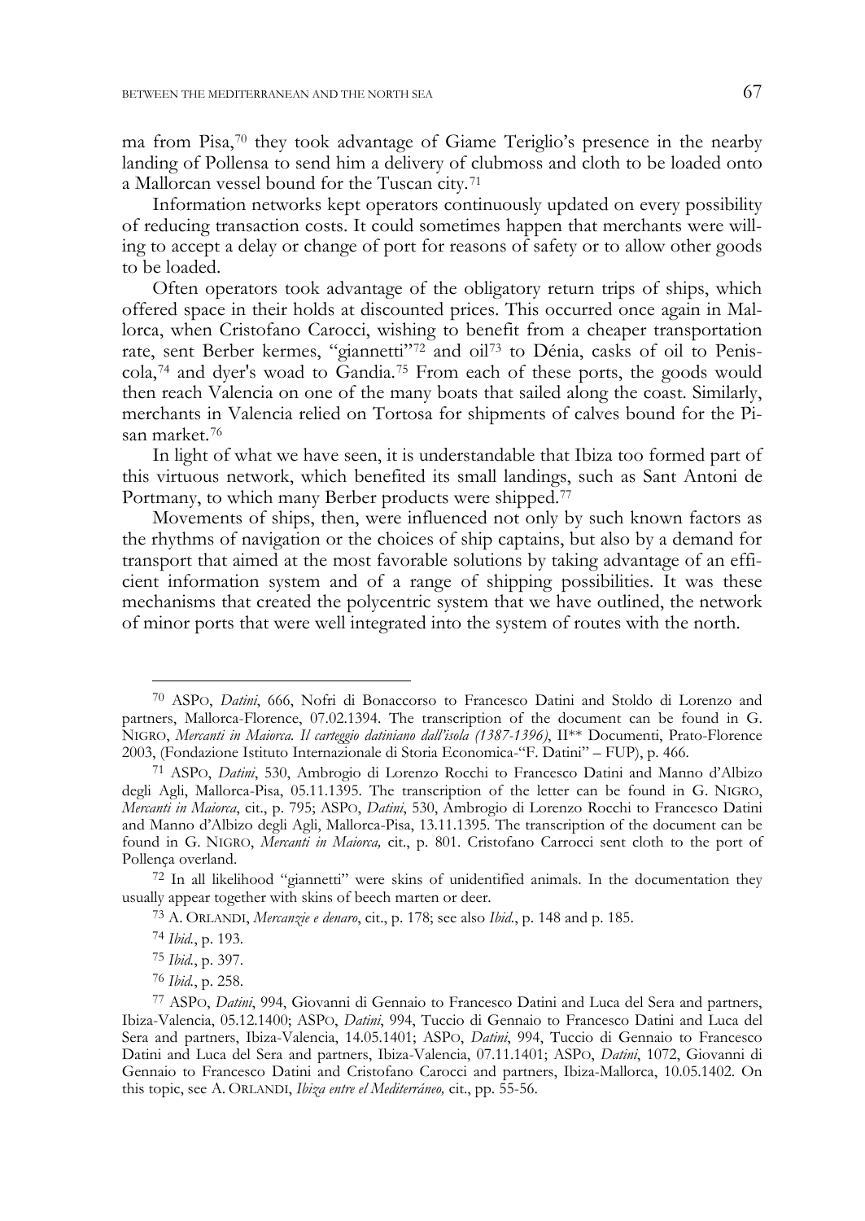ma from Pisa,[70] they took advantage of Giame Teriglio's presence in the nearby landing of Pollensa to send him a delivery of clubmoss and cloth to be loaded onto a Mallorcan vessel bound for the Tuscan city.[71]

Information networks kept operators continuously updated on every possibility of reducing transaction costs. It could sometimes happen that merchants were willing to accept a delay or change of port for reasons of safety or to allow other goods to be loaded.

Often operators took advantage of the obligatory return trips of ships, which offered space in their holds at discounted prices. This occurred once again in Mallorca, when Cristofano Carocci, wishing to benefit from a cheaper transportation rate, sent Berber kermes, "giannetti"[72] and oil[73] to Dénia, casks of oil to Peniscola,[74] and dyer's woad to Gandia.[75] From each of these ports, the goods would then reach Valencia on one of the many boats that sailed along the coast. Similarly, merchants in Valencia relied on Tortosa for shipments of calves bound for the Pisan market.[76]

In light of what we have seen, it is understandable that Ibiza too formed part of this virtuous network, which benefited its small landings, such as Sant Antoni de Portmany, to which many Berber products were shipped.[77]

Movements of ships, then, were influenced not only by such known factors as the rhythms of navigation or the choices of ship captains, but also by a demand for transport that aimed at the most favorable solutions by taking advantage of an efficient information system and of a range of shipping possibilities. It was these mechanisms that created the polycentric system that we have outlined, the network of minor ports that were well integrated into the system of routes with the north.

---

[70] ASPO, *Datini*, 666, Nofri di Bonaccorso to Francesco Datini and Stoldo di Lorenzo and partners, Mallorca-Florence, 07.02.1394. The transcription of the document can be found in G. NIGRO, *Mercanti in Maiorca. Il carteggio datiniano dall'isola (1387-1396)*, II** Documenti, Prato-Florence 2003, (Fondazione Istituto Internazionale di Storia Economica-"F. Datini" – FUP), p. 466.

[71] ASPO, *Datini*, 530, Ambrogio di Lorenzo Rocchi to Francesco Datini and Manno d'Albizo degli Agli, Mallorca-Pisa, 05.11.1395. The transcription of the letter can be found in G. NIGRO, *Mercanti in Maiorca*, cit., p. 795; ASPO, *Datini*, 530, Ambrogio di Lorenzo Rocchi to Francesco Datini and Manno d'Albizo degli Agli, Mallorca-Pisa, 13.11.1395. The transcription of the document can be found in G. NIGRO, *Mercanti in Maiorca,* cit., p. 801. Cristofano Carrocci sent cloth to the port of Pollença overland.

[72] In all likelihood "giannetti" were skins of unidentified animals. In the documentation they usually appear together with skins of beech marten or deer.

[73] A. ORLANDI, *Mercanzie e denaro*, cit., p. 178; see also *Ibid.*, p. 148 and p. 185.

[74] *Ibid.*, p. 193.

[75] *Ibid.*, p. 397.

[76] *Ibid.*, p. 258.

[77] ASPO, *Datini*, 994, Giovanni di Gennaio to Francesco Datini and Luca del Sera and partners, Ibiza-Valencia, 05.12.1400; ASPO, *Datini*, 994, Tuccio di Gennaio to Francesco Datini and Luca del Sera and partners, Ibiza-Valencia, 14.05.1401; ASPO, *Datini*, 994, Tuccio di Gennaio to Francesco Datini and Luca del Sera and partners, Ibiza-Valencia, 07.11.1401; ASPO, *Datini*, 1072, Giovanni di Gennaio to Francesco Datini and Cristofano Carocci and partners, Ibiza-Mallorca, 10.05.1402. On this topic, see A. ORLANDI, *Ibiza entre el Mediterráneo,* cit., pp. 55-56.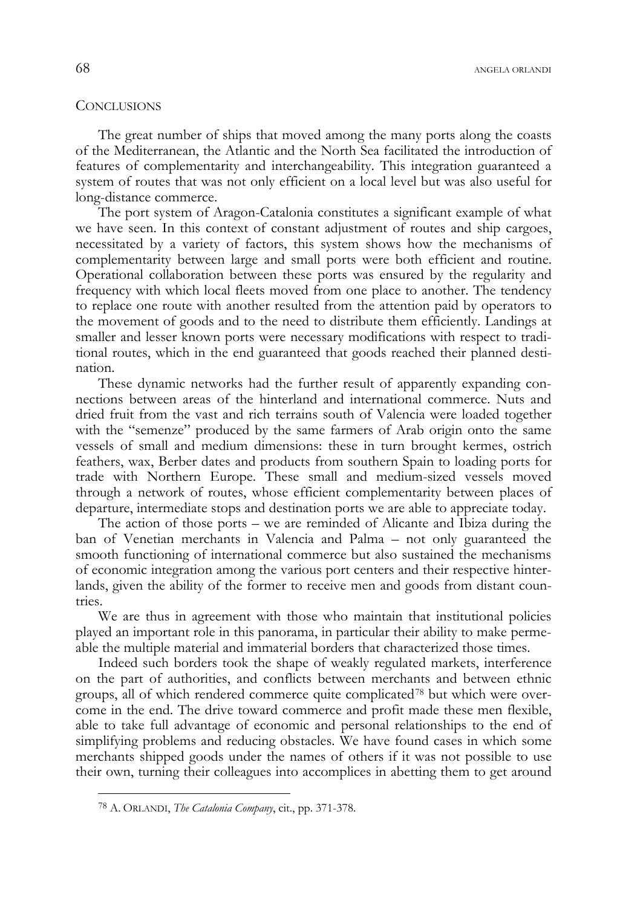## Conclusions

The great number of ships that moved among the many ports along the coasts of the Mediterranean, the Atlantic and the North Sea facilitated the introduction of features of complementarity and interchangeability. This integration guaranteed a system of routes that was not only efficient on a local level but was also useful for long-distance commerce.

The port system of Aragon-Catalonia constitutes a significant example of what we have seen. In this context of constant adjustment of routes and ship cargoes, necessitated by a variety of factors, this system shows how the mechanisms of complementarity between large and small ports were both efficient and routine. Operational collaboration between these ports was ensured by the regularity and frequency with which local fleets moved from one place to another. The tendency to replace one route with another resulted from the attention paid by operators to the movement of goods and to the need to distribute them efficiently. Landings at smaller and lesser known ports were necessary modifications with respect to traditional routes, which in the end guaranteed that goods reached their planned destination.

These dynamic networks had the further result of apparently expanding connections between areas of the hinterland and international commerce. Nuts and dried fruit from the vast and rich terrains south of Valencia were loaded together with the "semenze" produced by the same farmers of Arab origin onto the same vessels of small and medium dimensions: these in turn brought kermes, ostrich feathers, wax, Berber dates and products from southern Spain to loading ports for trade with Northern Europe. These small and medium-sized vessels moved through a network of routes, whose efficient complementarity between places of departure, intermediate stops and destination ports we are able to appreciate today.

The action of those ports – we are reminded of Alicante and Ibiza during the ban of Venetian merchants in Valencia and Palma – not only guaranteed the smooth functioning of international commerce but also sustained the mechanisms of economic integration among the various port centers and their respective hinterlands, given the ability of the former to receive men and goods from distant countries.

We are thus in agreement with those who maintain that institutional policies played an important role in this panorama, in particular their ability to make permeable the multiple material and immaterial borders that characterized those times.

Indeed such borders took the shape of weakly regulated markets, interference on the part of authorities, and conflicts between merchants and between ethnic groups, all of which rendered commerce quite complicated[78] but which were overcome in the end. The drive toward commerce and profit made these men flexible, able to take full advantage of economic and personal relationships to the end of simplifying problems and reducing obstacles. We have found cases in which some merchants shipped goods under the names of others if it was not possible to use their own, turning their colleagues into accomplices in abetting them to get around

[78] A. Orlandi, *The Catalonia Company*, cit., pp. 371-378.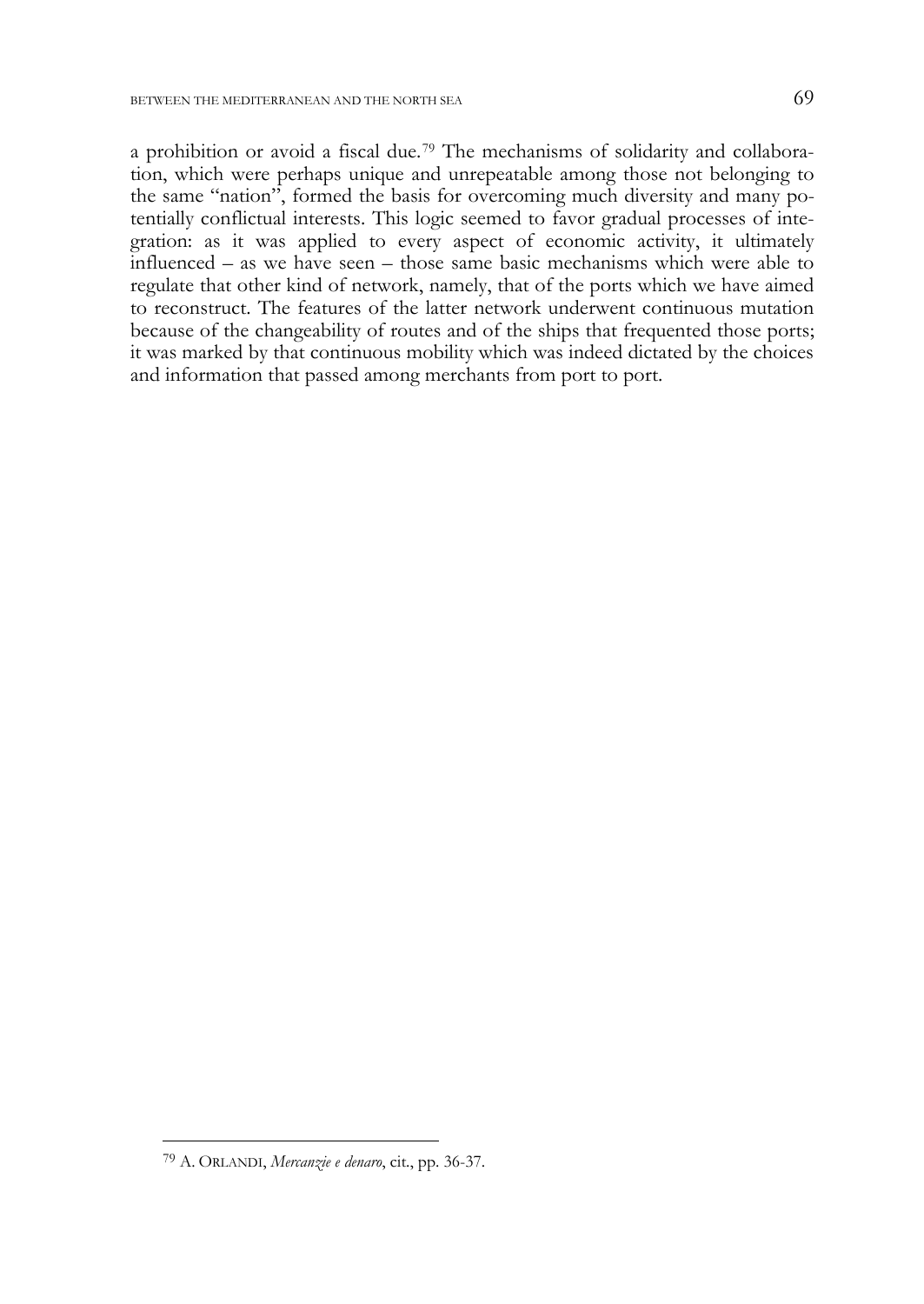a prohibition or avoid a fiscal due.[79] The mechanisms of solidarity and collaboration, which were perhaps unique and unrepeatable among those not belonging to the same "nation", formed the basis for overcoming much diversity and many potentially conflictual interests. This logic seemed to favor gradual processes of integration: as it was applied to every aspect of economic activity, it ultimately influenced – as we have seen – those same basic mechanisms which were able to regulate that other kind of network, namely, that of the ports which we have aimed to reconstruct. The features of the latter network underwent continuous mutation because of the changeability of routes and of the ships that frequented those ports; it was marked by that continuous mobility which was indeed dictated by the choices and information that passed among merchants from port to port.

---

[79] A. ORLANDI, *Mercanzie e denaro*, cit., pp. 36-37.